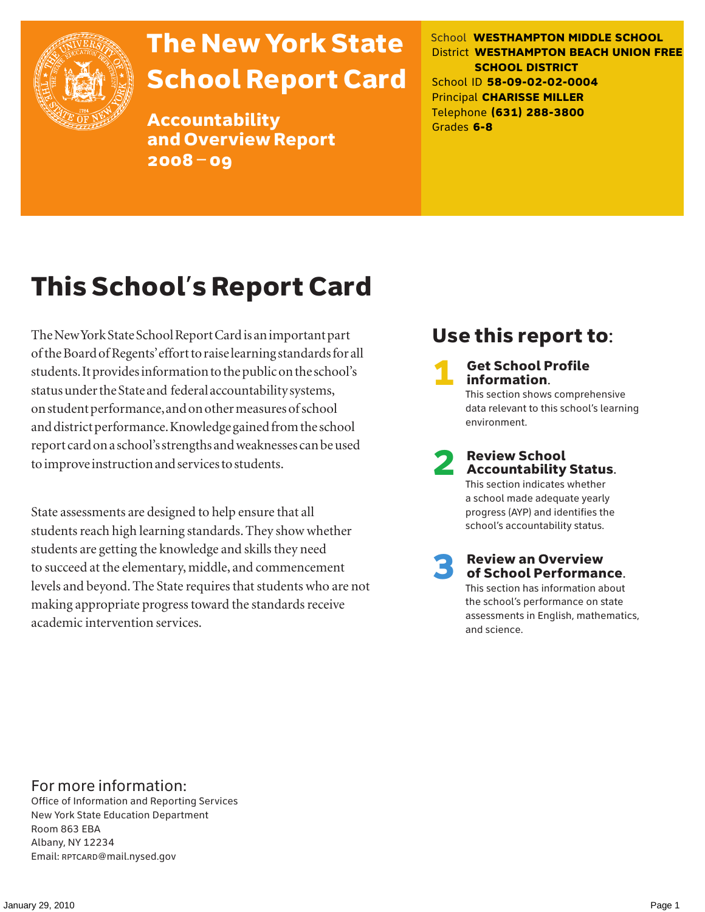# The New York State School Report Card

## Accountability and Overview Report 2008 – 09

School **WESTHAMPTON MIDDLE SCHOOL**
District **WESTHAMPTON BEACH UNION FREE SCHOOL DISTRICT**
School ID **58-09-02-02-0004**
Principal **CHARISSE MILLER**
Telephone **(631) 288-3800**
Grades **6-8**

# This School's Report Card

The New York State School Report Card is an important part of the Board of Regents' effort to raise learning standards for all students. It provides information to the public on the school's status under the State and federal accountability systems, on student performance, and on other measures of school and district performance. Knowledge gained from the school report card on a school's strengths and weaknesses can be used to improve instruction and services to students.

State assessments are designed to help ensure that all students reach high learning standards. They show whether students are getting the knowledge and skills they need to succeed at the elementary, middle, and commencement levels and beyond. The State requires that students who are not making appropriate progress toward the standards receive academic intervention services.

## Use this report to:

1. **Get School Profile information.** This section shows comprehensive data relevant to this school's learning environment.

2. **Review School Accountability Status.** This section indicates whether a school made adequate yearly progress (AYP) and identifies the school's accountability status.

3. **Review an Overview of School Performance.** This section has information about the school's performance on state assessments in English, mathematics, and science.

## For more information:

Office of Information and Reporting Services
New York State Education Department
Room 863 EBA
Albany, NY 12234
Email: RPTCARD@mail.nysed.gov

January 29, 2010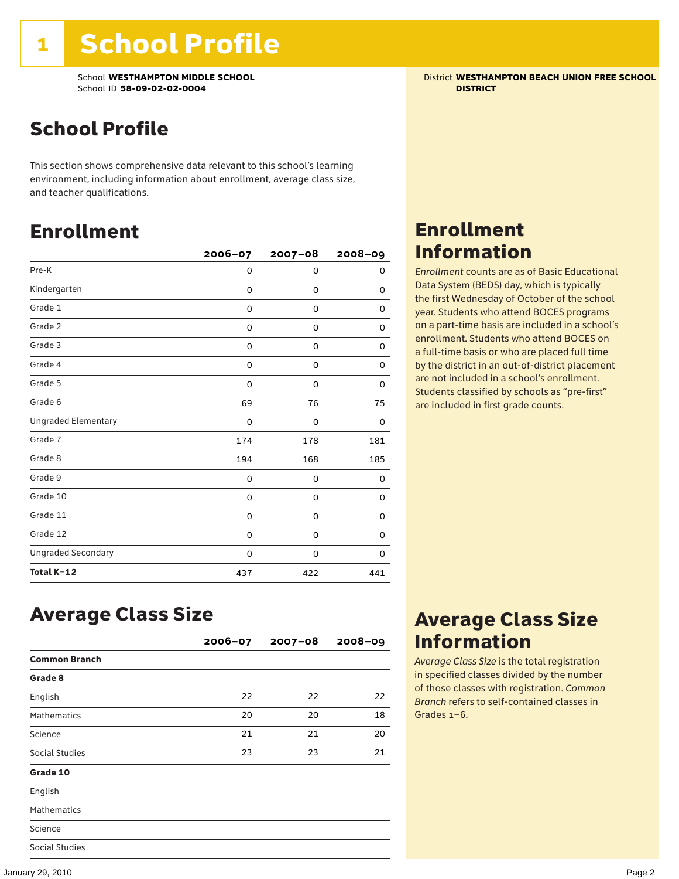# 1 School Profile

School **WESTHAMPTON MIDDLE SCHOOL**
School ID **58-09-02-02-0004**

District **WESTHAMPTON BEACH UNION FREE SCHOOL DISTRICT**

## School Profile

This section shows comprehensive data relevant to this school's learning environment, including information about enrollment, average class size, and teacher qualifications.

## Enrollment

| | 2006–07 | 2007–08 | 2008–09 |
|---|---|---|---|
| Pre-K | 0 | 0 | 0 |
| Kindergarten | 0 | 0 | 0 |
| Grade 1 | 0 | 0 | 0 |
| Grade 2 | 0 | 0 | 0 |
| Grade 3 | 0 | 0 | 0 |
| Grade 4 | 0 | 0 | 0 |
| Grade 5 | 0 | 0 | 0 |
| Grade 6 | 69 | 76 | 75 |
| Ungraded Elementary | 0 | 0 | 0 |
| Grade 7 | 174 | 178 | 181 |
| Grade 8 | 194 | 168 | 185 |
| Grade 9 | 0 | 0 | 0 |
| Grade 10 | 0 | 0 | 0 |
| Grade 11 | 0 | 0 | 0 |
| Grade 12 | 0 | 0 | 0 |
| Ungraded Secondary | 0 | 0 | 0 |
| **Total K–12** | 437 | 422 | 441 |

## Enrollment Information

*Enrollment* counts are as of Basic Educational Data System (BEDS) day, which is typically the first Wednesday of October of the school year. Students who attend BOCES programs on a part-time basis are included in a school's enrollment. Students who attend BOCES on a full-time basis or who are placed full time by the district in an out-of-district placement are not included in a school's enrollment. Students classified by schools as "pre-first" are included in first grade counts.

## Average Class Size

| | 2006–07 | 2007–08 | 2008–09 |
|---|---|---|---|
| **Common Branch** | | | |
| **Grade 8** | | | |
| English | 22 | 22 | 22 |
| Mathematics | 20 | 20 | 18 |
| Science | 21 | 21 | 20 |
| Social Studies | 23 | 23 | 21 |
| **Grade 10** | | | |
| English | | | |
| Mathematics | | | |
| Science | | | |
| Social Studies | | | |

## Average Class Size Information

*Average Class Size* is the total registration in specified classes divided by the number of those classes with registration. *Common Branch* refers to self-contained classes in Grades 1–6.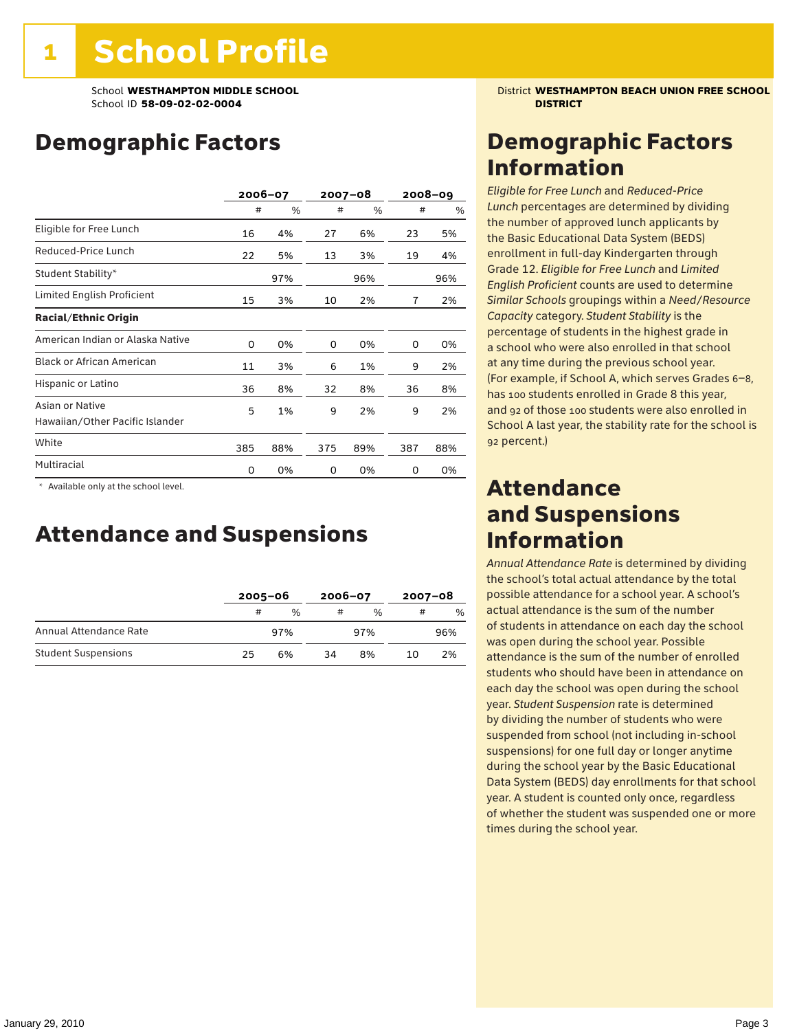# 1 School Profile

School **WESTHAMPTON MIDDLE SCHOOL**
School ID **58-09-02-02-0004**

District **WESTHAMPTON BEACH UNION FREE SCHOOL DISTRICT**

## Demographic Factors

| | 2006–07 | | 2007–08 | | 2008–09 | |
|---|---|---|---|---|---|---|
| | # | % | # | % | # | % |
| Eligible for Free Lunch | 16 | 4% | 27 | 6% | 23 | 5% |
| Reduced-Price Lunch | 22 | 5% | 13 | 3% | 19 | 4% |
| Student Stability* | | 97% | | 96% | | 96% |
| Limited English Proficient | 15 | 3% | 10 | 2% | 7 | 2% |
| **Racial/Ethnic Origin** | | | | | | |
| American Indian or Alaska Native | 0 | 0% | 0 | 0% | 0 | 0% |
| Black or African American | 11 | 3% | 6 | 1% | 9 | 2% |
| Hispanic or Latino | 36 | 8% | 32 | 8% | 36 | 8% |
| Asian or Native Hawaiian/Other Pacific Islander | 5 | 1% | 9 | 2% | 9 | 2% |
| White | 385 | 88% | 375 | 89% | 387 | 88% |
| Multiracial | 0 | 0% | 0 | 0% | 0 | 0% |

\* Available only at the school level.

## Attendance and Suspensions

| | 2005–06 | | 2006–07 | | 2007–08 | |
|---|---|---|---|---|---|---|
| | # | % | # | % | # | % |
| Annual Attendance Rate | | 97% | | 97% | | 96% |
| Student Suspensions | 25 | 6% | 34 | 8% | 10 | 2% |

## Demographic Factors Information

*Eligible for Free Lunch* and *Reduced-Price Lunch* percentages are determined by dividing the number of approved lunch applicants by the Basic Educational Data System (BEDS) enrollment in full-day Kindergarten through Grade 12. *Eligible for Free Lunch* and *Limited English Proficient* counts are used to determine *Similar Schools* groupings within a *Need/Resource Capacity* category. *Student Stability* is the percentage of students in the highest grade in a school who were also enrolled in that school at any time during the previous school year. (For example, if School A, which serves Grades 6–8, has 100 students enrolled in Grade 8 this year, and 92 of those 100 students were also enrolled in School A last year, the stability rate for the school is 92 percent.)

## Attendance and Suspensions Information

*Annual Attendance Rate* is determined by dividing the school's total actual attendance by the total possible attendance for a school year. A school's actual attendance is the sum of the number of students in attendance on each day the school was open during the school year. Possible attendance is the sum of the number of enrolled students who should have been in attendance on each day the school was open during the school year. *Student Suspension* rate is determined by dividing the number of students who were suspended from school (not including in-school suspensions) for one full day or longer anytime during the school year by the Basic Educational Data System (BEDS) day enrollments for that school year. A student is counted only once, regardless of whether the student was suspended one or more times during the school year.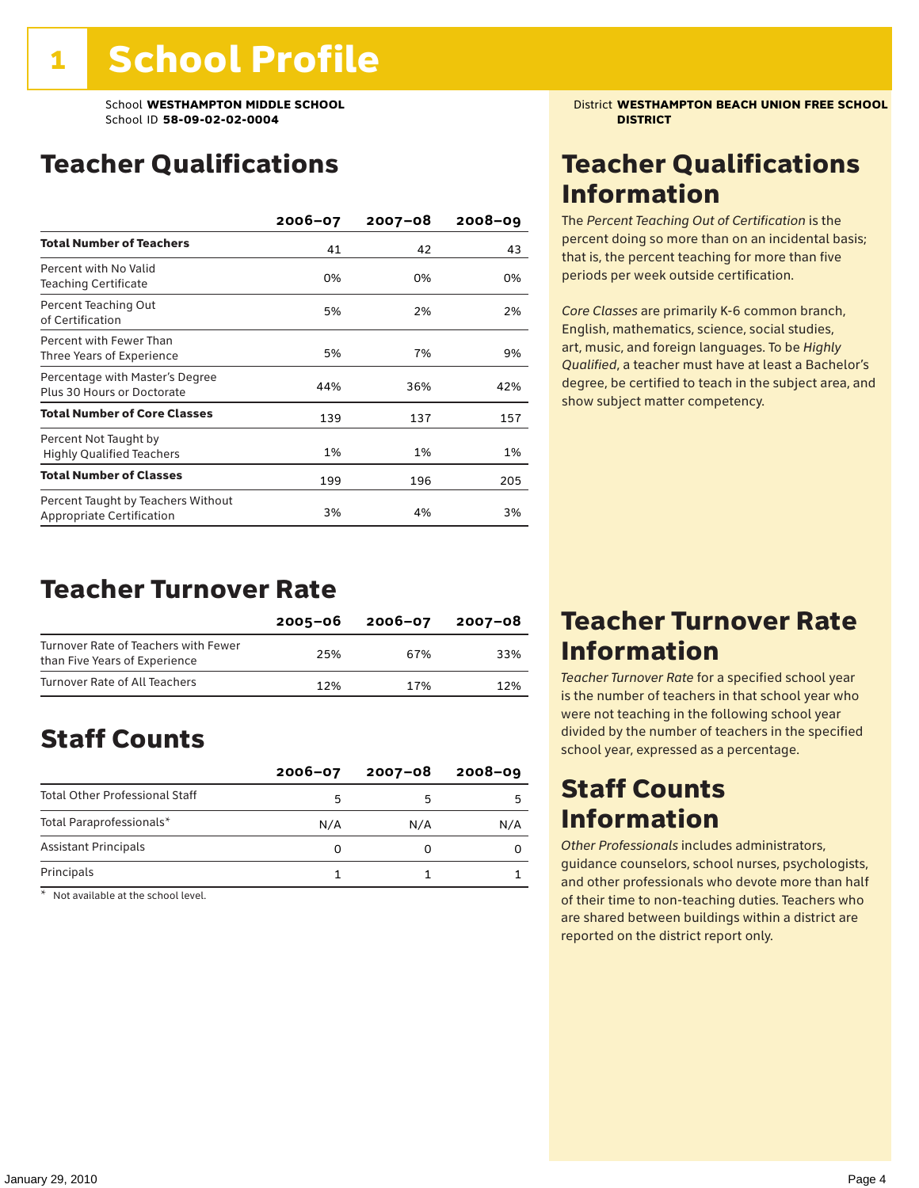# 1 School Profile

School **WESTHAMPTON MIDDLE SCHOOL**
School ID **58-09-02-02-0004**

District **WESTHAMPTON BEACH UNION FREE SCHOOL DISTRICT**

## Teacher Qualifications

| | 2006–07 | 2007–08 | 2008–09 |
|---|---|---|---|
| **Total Number of Teachers** | 41 | 42 | 43 |
| Percent with No Valid Teaching Certificate | 0% | 0% | 0% |
| Percent Teaching Out of Certification | 5% | 2% | 2% |
| Percent with Fewer Than Three Years of Experience | 5% | 7% | 9% |
| Percentage with Master's Degree Plus 30 Hours or Doctorate | 44% | 36% | 42% |
| **Total Number of Core Classes** | 139 | 137 | 157 |
| Percent Not Taught by Highly Qualified Teachers | 1% | 1% | 1% |
| **Total Number of Classes** | 199 | 196 | 205 |
| Percent Taught by Teachers Without Appropriate Certification | 3% | 4% | 3% |

## Teacher Qualifications Information

The *Percent Teaching Out of Certification* is the percent doing so more than on an incidental basis; that is, the percent teaching for more than five periods per week outside certification.

*Core Classes* are primarily K-6 common branch, English, mathematics, science, social studies, art, music, and foreign languages. To be *Highly Qualified*, a teacher must have at least a Bachelor's degree, be certified to teach in the subject area, and show subject matter competency.

## Teacher Turnover Rate

| | 2005–06 | 2006–07 | 2007–08 |
|---|---|---|---|
| Turnover Rate of Teachers with Fewer than Five Years of Experience | 25% | 67% | 33% |
| Turnover Rate of All Teachers | 12% | 17% | 12% |

## Teacher Turnover Rate Information

*Teacher Turnover Rate* for a specified school year is the number of teachers in that school year who were not teaching in the following school year divided by the number of teachers in the specified school year, expressed as a percentage.

## Staff Counts

| | 2006–07 | 2007–08 | 2008–09 |
|---|---|---|---|
| Total Other Professional Staff | 5 | 5 | 5 |
| Total Paraprofessionals* | N/A | N/A | N/A |
| Assistant Principals | 0 | 0 | 0 |
| Principals | 1 | 1 | 1 |

\* Not available at the school level.

## Staff Counts Information

*Other Professionals* includes administrators, guidance counselors, school nurses, psychologists, and other professionals who devote more than half of their time to non-teaching duties. Teachers who are shared between buildings within a district are reported on the district report only.

January 29, 2010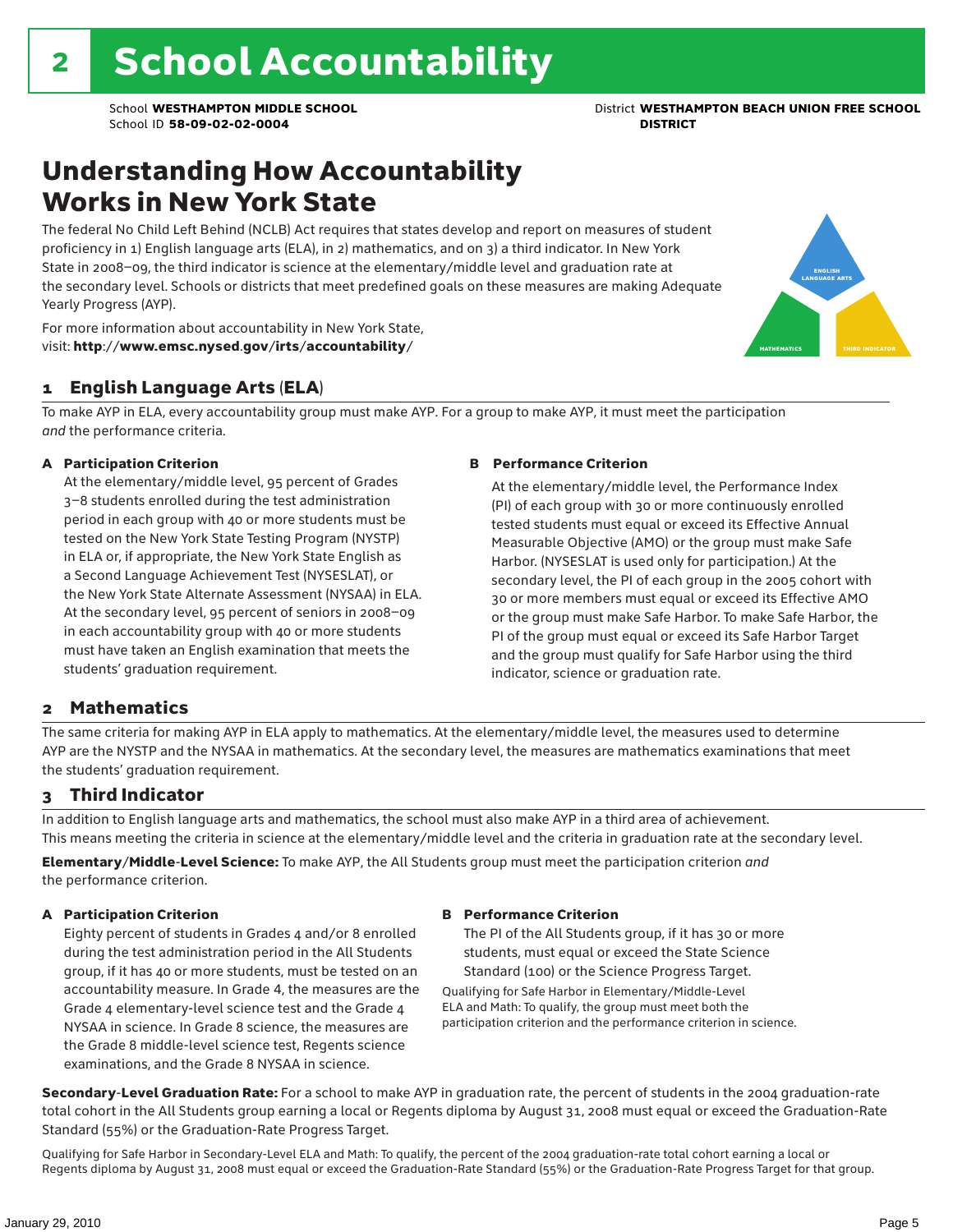# 2 School Accountability

School **WESTHAMPTON MIDDLE SCHOOL**
School ID **58-09-02-02-0004**

District **WESTHAMPTON BEACH UNION FREE SCHOOL DISTRICT**

## Understanding How Accountability Works in New York State

The federal No Child Left Behind (NCLB) Act requires that states develop and report on measures of student proficiency in 1) English language arts (ELA), in 2) mathematics, and on 3) a third indicator. In New York State in 2008–09, the third indicator is science at the elementary/middle level and graduation rate at the secondary level. Schools or districts that meet predefined goals on these measures are making Adequate Yearly Progress (AYP).

For more information about accountability in New York State, visit: **http://www.emsc.nysed.gov/irts/accountability/**

ENGLISH LANGUAGE ARTS

MATHEMATICS

THIRD INDICATOR

### 1 English Language Arts (ELA)

To make AYP in ELA, every accountability group must make AYP. For a group to make AYP, it must meet the participation *and* the performance criteria.

**A Participation Criterion**

At the elementary/middle level, 95 percent of Grades 3–8 students enrolled during the test administration period in each group with 40 or more students must be tested on the New York State Testing Program (NYSTP) in ELA or, if appropriate, the New York State English as a Second Language Achievement Test (NYSESLAT), or the New York State Alternate Assessment (NYSAA) in ELA. At the secondary level, 95 percent of seniors in 2008–09 in each accountability group with 40 or more students must have taken an English examination that meets the students' graduation requirement.

**B Performance Criterion**

At the elementary/middle level, the Performance Index (PI) of each group with 30 or more continuously enrolled tested students must equal or exceed its Effective Annual Measurable Objective (AMO) or the group must make Safe Harbor. (NYSESLAT is used only for participation.) At the secondary level, the PI of each group in the 2005 cohort with 30 or more members must equal or exceed its Effective AMO or the group must make Safe Harbor. To make Safe Harbor, the PI of the group must equal or exceed its Safe Harbor Target and the group must qualify for Safe Harbor using the third indicator, science or graduation rate.

### 2 Mathematics

The same criteria for making AYP in ELA apply to mathematics. At the elementary/middle level, the measures used to determine AYP are the NYSTP and the NYSAA in mathematics. At the secondary level, the measures are mathematics examinations that meet the students' graduation requirement.

### 3 Third Indicator

In addition to English language arts and mathematics, the school must also make AYP in a third area of achievement. This means meeting the criteria in science at the elementary/middle level and the criteria in graduation rate at the secondary level.

**Elementary/Middle-Level Science:** To make AYP, the All Students group must meet the participation criterion *and* the performance criterion.

**A Participation Criterion**

Eighty percent of students in Grades 4 and/or 8 enrolled during the test administration period in the All Students group, if it has 40 or more students, must be tested on an accountability measure. In Grade 4, the measures are the Grade 4 elementary-level science test and the Grade 4 NYSAA in science. In Grade 8 science, the measures are the Grade 8 middle-level science test, Regents science examinations, and the Grade 8 NYSAA in science.

**B Performance Criterion**

The PI of the All Students group, if it has 30 or more students, must equal or exceed the State Science Standard (100) or the Science Progress Target.

Qualifying for Safe Harbor in Elementary/Middle-Level ELA and Math: To qualify, the group must meet both the participation criterion and the performance criterion in science.

**Secondary-Level Graduation Rate:** For a school to make AYP in graduation rate, the percent of students in the 2004 graduation-rate total cohort in the All Students group earning a local or Regents diploma by August 31, 2008 must equal or exceed the Graduation-Rate Standard (55%) or the Graduation-Rate Progress Target.

Qualifying for Safe Harbor in Secondary-Level ELA and Math: To qualify, the percent of the 2004 graduation-rate total cohort earning a local or Regents diploma by August 31, 2008 must equal or exceed the Graduation-Rate Standard (55%) or the Graduation-Rate Progress Target for that group.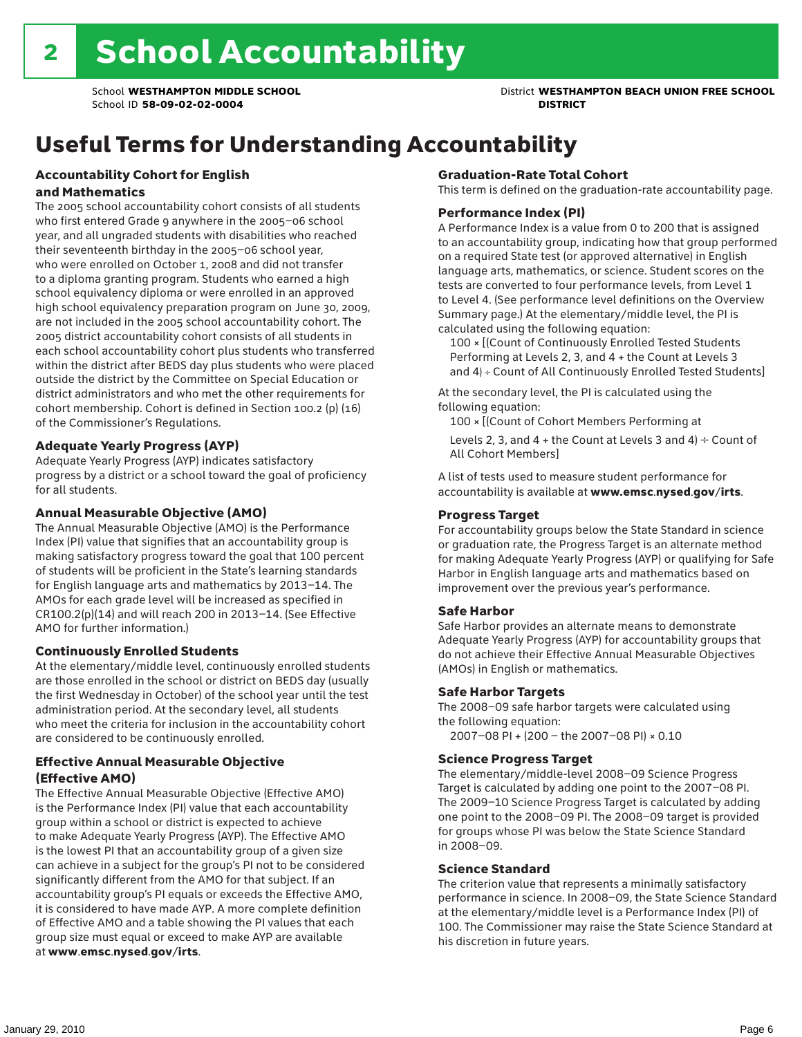# 2 School Accountability

School **WESTHAMPTON MIDDLE SCHOOL**
School ID **58-09-02-02-0004**

District **WESTHAMPTON BEACH UNION FREE SCHOOL DISTRICT**

## Useful Terms for Understanding Accountability

### Accountability Cohort for English and Mathematics

The 2005 school accountability cohort consists of all students who first entered Grade 9 anywhere in the 2005–06 school year, and all ungraded students with disabilities who reached their seventeenth birthday in the 2005–06 school year, who were enrolled on October 1, 2008 and did not transfer to a diploma granting program. Students who earned a high school equivalency diploma or were enrolled in an approved high school equivalency preparation program on June 30, 2009, are not included in the 2005 school accountability cohort. The 2005 district accountability cohort consists of all students in each school accountability cohort plus students who transferred within the district after BEDS day plus students who were placed outside the district by the Committee on Special Education or district administrators and who met the other requirements for cohort membership. Cohort is defined in Section 100.2 (p) (16) of the Commissioner's Regulations.

### Adequate Yearly Progress (AYP)

Adequate Yearly Progress (AYP) indicates satisfactory progress by a district or a school toward the goal of proficiency for all students.

### Annual Measurable Objective (AMO)

The Annual Measurable Objective (AMO) is the Performance Index (PI) value that signifies that an accountability group is making satisfactory progress toward the goal that 100 percent of students will be proficient in the State's learning standards for English language arts and mathematics by 2013–14. The AMOs for each grade level will be increased as specified in CR100.2(p)(14) and will reach 200 in 2013–14. (See Effective AMO for further information.)

### Continuously Enrolled Students

At the elementary/middle level, continuously enrolled students are those enrolled in the school or district on BEDS day (usually the first Wednesday in October) of the school year until the test administration period. At the secondary level, all students who meet the criteria for inclusion in the accountability cohort are considered to be continuously enrolled.

### Effective Annual Measurable Objective (Effective AMO)

The Effective Annual Measurable Objective (Effective AMO) is the Performance Index (PI) value that each accountability group within a school or district is expected to achieve to make Adequate Yearly Progress (AYP). The Effective AMO is the lowest PI that an accountability group of a given size can achieve in a subject for the group's PI not to be considered significantly different from the AMO for that subject. If an accountability group's PI equals or exceeds the Effective AMO, it is considered to have made AYP. A more complete definition of Effective AMO and a table showing the PI values that each group size must equal or exceed to make AYP are available at **www.emsc.nysed.gov/irts**.

### Graduation-Rate Total Cohort

This term is defined on the graduation-rate accountability page.

### Performance Index (PI)

A Performance Index is a value from 0 to 200 that is assigned to an accountability group, indicating how that group performed on a required State test (or approved alternative) in English language arts, mathematics, or science. Student scores on the tests are converted to four performance levels, from Level 1 to Level 4. (See performance level definitions on the Overview Summary page.) At the elementary/middle level, the PI is calculated using the following equation:

100 × [(Count of Continuously Enrolled Tested Students Performing at Levels 2, 3, and 4 + the Count at Levels 3 and 4) ÷ Count of All Continuously Enrolled Tested Students]

At the secondary level, the PI is calculated using the following equation:

100 × [(Count of Cohort Members Performing at Levels 2, 3, and 4 + the Count at Levels 3 and 4) ÷ Count of All Cohort Members]

A list of tests used to measure student performance for accountability is available at **www.emsc.nysed.gov/irts**.

### Progress Target

For accountability groups below the State Standard in science or graduation rate, the Progress Target is an alternate method for making Adequate Yearly Progress (AYP) or qualifying for Safe Harbor in English language arts and mathematics based on improvement over the previous year's performance.

### Safe Harbor

Safe Harbor provides an alternate means to demonstrate Adequate Yearly Progress (AYP) for accountability groups that do not achieve their Effective Annual Measurable Objectives (AMOs) in English or mathematics.

### Safe Harbor Targets

The 2008–09 safe harbor targets were calculated using the following equation:

2007–08 PI + (200 – the 2007–08 PI) × 0.10

### Science Progress Target

The elementary/middle-level 2008–09 Science Progress Target is calculated by adding one point to the 2007–08 PI. The 2009–10 Science Progress Target is calculated by adding one point to the 2008–09 PI. The 2008–09 target is provided for groups whose PI was below the State Science Standard in 2008–09.

### Science Standard

The criterion value that represents a minimally satisfactory performance in science. In 2008–09, the State Science Standard at the elementary/middle level is a Performance Index (PI) of 100. The Commissioner may raise the State Science Standard at his discretion in future years.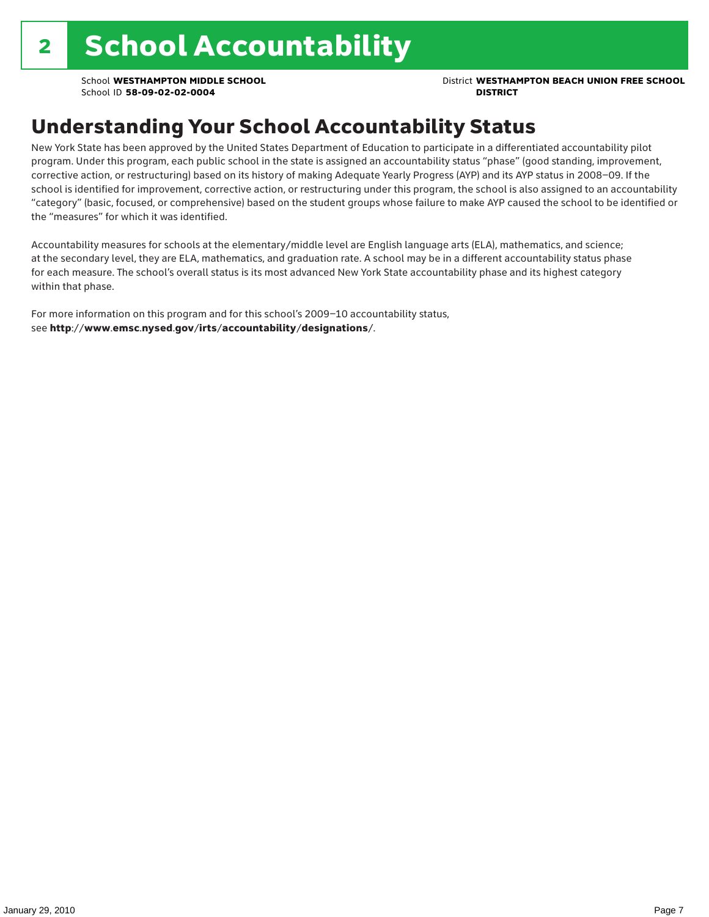# 2 School Accountability

School **WESTHAMPTON MIDDLE SCHOOL**
School ID **58-09-02-02-0004**

District **WESTHAMPTON BEACH UNION FREE SCHOOL DISTRICT**

## Understanding Your School Accountability Status

New York State has been approved by the United States Department of Education to participate in a differentiated accountability pilot program. Under this program, each public school in the state is assigned an accountability status "phase" (good standing, improvement, corrective action, or restructuring) based on its history of making Adequate Yearly Progress (AYP) and its AYP status in 2008–09. If the school is identified for improvement, corrective action, or restructuring under this program, the school is also assigned to an accountability "category" (basic, focused, or comprehensive) based on the student groups whose failure to make AYP caused the school to be identified or the "measures" for which it was identified.

Accountability measures for schools at the elementary/middle level are English language arts (ELA), mathematics, and science; at the secondary level, they are ELA, mathematics, and graduation rate. A school may be in a different accountability status phase for each measure. The school's overall status is its most advanced New York State accountability phase and its highest category within that phase.

For more information on this program and for this school's 2009–10 accountability status, see **http://www.emsc.nysed.gov/irts/accountability/designations/**.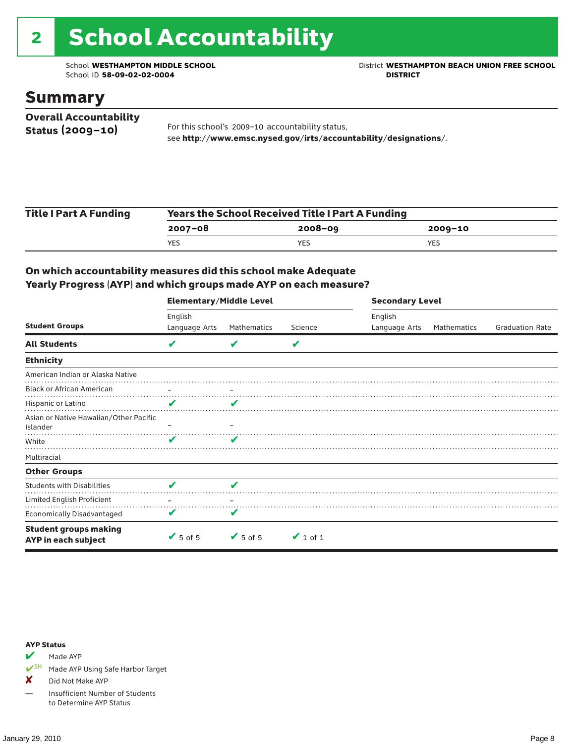# 2 School Accountability

School **WESTHAMPTON MIDDLE SCHOOL**
School ID **58-09-02-02-0004**

District **WESTHAMPTON BEACH UNION FREE SCHOOL DISTRICT**

## Summary

**Overall Accountability Status (2009–10)**

For this school's 2009–10 accountability status, see **http://www.emsc.nysed.gov/irts/accountability/designations/**.

**Title I Part A Funding**

| Years the School Received Title I Part A Funding | | |
|---|---|---|
| **2007–08** | **2008–09** | **2009–10** |
| YES | YES | YES |

### On which accountability measures did this school make Adequate Yearly Progress (AYP) and which groups made AYP on each measure?

| Student Groups | Elementary/Middle Level: English Language Arts | Elementary/Middle Level: Mathematics | Elementary/Middle Level: Science | Secondary Level: English Language Arts | Secondary Level: Mathematics | Secondary Level: Graduation Rate |
|---|---|---|---|---|---|---|
| **All Students** | ✔ | ✔ | ✔ | | | |
| **Ethnicity** | | | | | | |
| American Indian or Alaska Native | | | | | | |
| Black or African American | – | – | | | | |
| Hispanic or Latino | ✔ | ✔ | | | | |
| Asian or Native Hawaiian/Other Pacific Islander | – | – | | | | |
| White | ✔ | ✔ | | | | |
| Multiracial | | | | | | |
| **Other Groups** | | | | | | |
| Students with Disabilities | ✔ | ✔ | | | | |
| Limited English Proficient | – | – | | | | |
| Economically Disadvantaged | ✔ | ✔ | | | | |
| **Student groups making AYP in each subject** | ✔ 5 of 5 | ✔ 5 of 5 | ✔ 1 of 1 | | | |

**AYP Status**

- ✔ Made AYP
- ✔SH Made AYP Using Safe Harbor Target
- ✘ Did Not Make AYP
- — Insufficient Number of Students to Determine AYP Status

January 29, 2010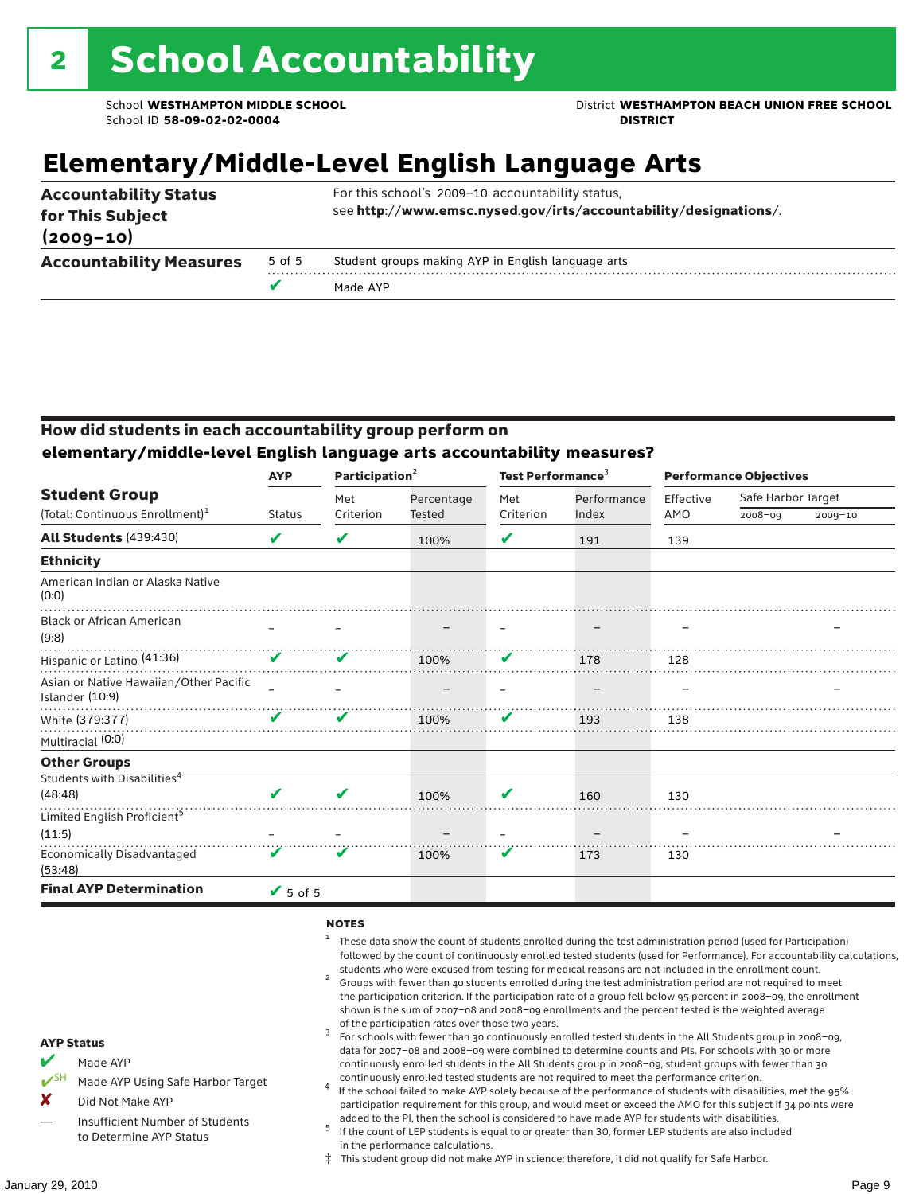# 2 School Accountability

School **WESTHAMPTON MIDDLE SCHOOL**
School ID **58-09-02-02-0004**

District **WESTHAMPTON BEACH UNION FREE SCHOOL DISTRICT**

## Elementary/Middle-Level English Language Arts

| | | |
|---|---|---|
| **Accountability Status for This Subject (2009–10)** | | For this school's 2009–10 accountability status, see **http://www.emsc.nysed.gov/irts/accountability/designations/**. |
| **Accountability Measures** | 5 of 5 | Student groups making AYP in English language arts |
| | ✔ | Made AYP |

### How did students in each accountability group perform on elementary/middle-level English language arts accountability measures?

| Student Group (Total: Continuous Enrollment)[1] | AYP Status | Participation[2] Met Criterion | Participation[2] Percentage Tested | Test Performance[3] Met Criterion | Test Performance[3] Performance Index | Performance Objectives Effective AMO | Safe Harbor Target 2008–09 | Safe Harbor Target 2009–10 |
|---|---|---|---|---|---|---|---|---|
| **All Students** (439:430) | ✔ | ✔ | 100% | ✔ | 191 | 139 | | |
| **Ethnicity** | | | | | | | | |
| American Indian or Alaska Native (0:0) | | | | | | | | |
| Black or African American (9:8) | – | – | – | – | – | – | | – |
| Hispanic or Latino (41:36) | ✔ | ✔ | 100% | ✔ | 178 | 128 | | |
| Asian or Native Hawaiian/Other Pacific Islander (10:9) | – | – | – | – | – | – | | – |
| White (379:377) | ✔ | ✔ | 100% | ✔ | 193 | 138 | | |
| Multiracial (0:0) | | | | | | | | |
| **Other Groups** | | | | | | | | |
| Students with Disabilities[4] (48:48) | ✔ | ✔ | 100% | ✔ | 160 | 130 | | |
| Limited English Proficient[5] (11:5) | – | – | – | – | – | – | | – |
| Economically Disadvantaged (53:48) | ✔ | ✔ | 100% | ✔ | 173 | 130 | | |
| **Final AYP Determination** | ✔ 5 of 5 | | | | | | | |

**AYP Status**

- ✔ Made AYP
- ✔SH Made AYP Using Safe Harbor Target
- ✘ Did Not Make AYP
- — Insufficient Number of Students to Determine AYP Status

**NOTES**

1. These data show the count of students enrolled during the test administration period (used for Participation) followed by the count of continuously enrolled tested students (used for Performance). For accountability calculations, students who were excused from testing for medical reasons are not included in the enrollment count.
2. Groups with fewer than 40 students enrolled during the test administration period are not required to meet the participation criterion. If the participation rate of a group fell below 95 percent in 2008–09, the enrollment shown is the sum of 2007–08 and 2008–09 enrollments and the percent tested is the weighted average of the participation rates over those two years.
3. For schools with fewer than 30 continuously enrolled tested students in the All Students group in 2008–09, data for 2007–08 and 2008–09 were combined to determine counts and PIs. For schools with 30 or more continuously enrolled students in the All Students group in 2008–09, student groups with fewer than 30 continuously enrolled tested students are not required to meet the performance criterion.
4. If the school failed to make AYP solely because of the performance of students with disabilities, met the 95% participation requirement for this group, and would meet or exceed the AMO for this subject if 34 points were added to the PI, then the school is considered to have made AYP for students with disabilities.
5. If the count of LEP students is equal to or greater than 30, former LEP students are also included in the performance calculations.

‡ This student group did not make AYP in science; therefore, it did not qualify for Safe Harbor.

January 29, 2010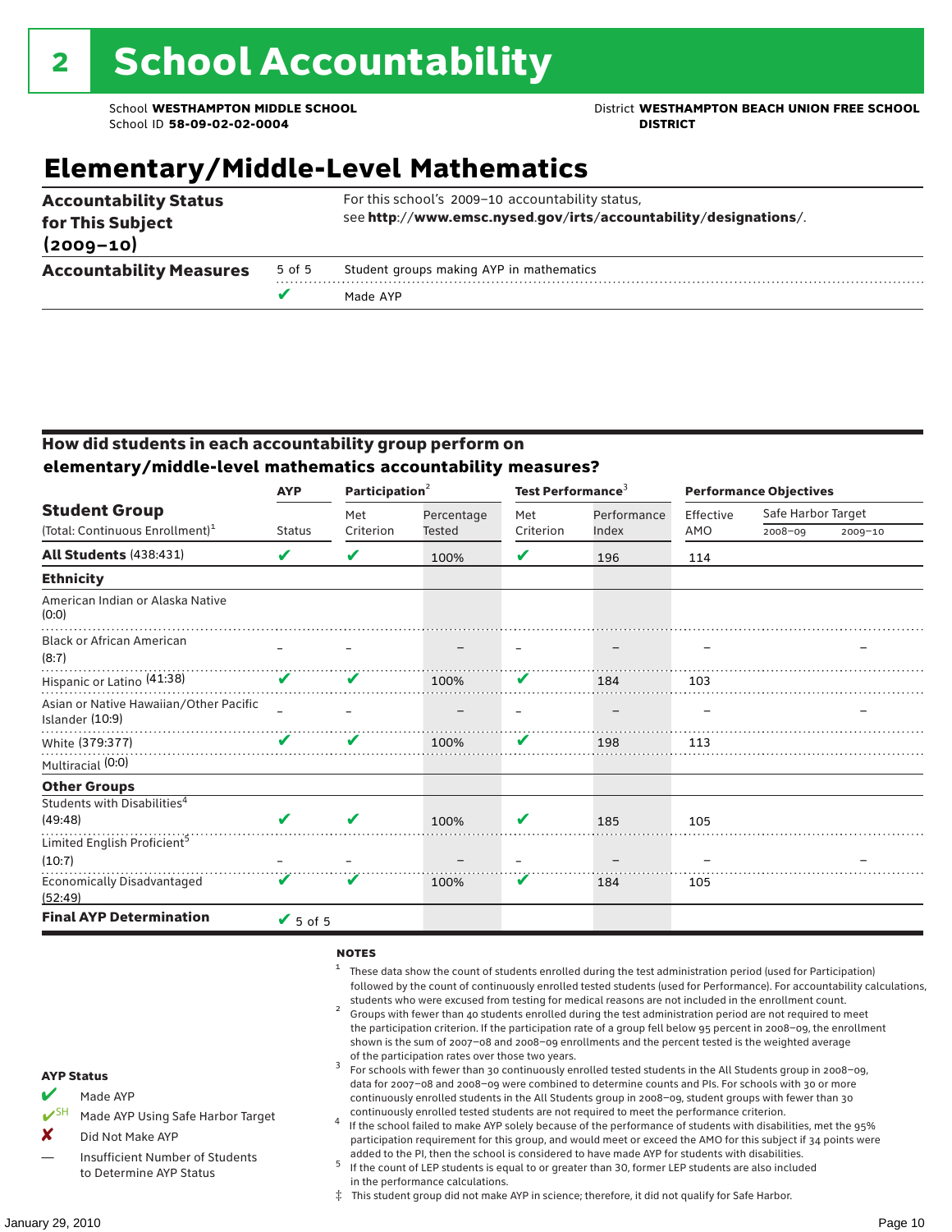# 2 School Accountability

School **WESTHAMPTON MIDDLE SCHOOL**
School ID **58-09-02-02-0004**

District **WESTHAMPTON BEACH UNION FREE SCHOOL DISTRICT**

## Elementary/Middle-Level Mathematics

| | | |
|---|---|---|
| **Accountability Status for This Subject (2009–10)** | | For this school's 2009–10 accountability status, see **http://www.emsc.nysed.gov/irts/accountability/designations/**. |
| **Accountability Measures** | 5 of 5 | Student groups making AYP in mathematics |
| | ✔ | Made AYP |

### How did students in each accountability group perform on elementary/middle-level mathematics accountability measures?

| Student Group (Total: Continuous Enrollment)[1] | AYP Status | Participation[2] Met Criterion | Participation[2] Percentage Tested | Test Performance[3] Met Criterion | Test Performance[3] Performance Index | Performance Objectives Effective AMO | Safe Harbor Target 2008–09 | Safe Harbor Target 2009–10 |
|---|---|---|---|---|---|---|---|---|
| **All Students** (438:431) | ✔ | ✔ | 100% | ✔ | 196 | 114 | | |
| **Ethnicity** | | | | | | | | |
| American Indian or Alaska Native (0:0) | | | | | | | | |
| Black or African American (8:7) | – | – | – | – | – | – | | – |
| Hispanic or Latino (41:38) | ✔ | ✔ | 100% | ✔ | 184 | 103 | | |
| Asian or Native Hawaiian/Other Pacific Islander (10:9) | – | – | – | – | – | – | | – |
| White (379:377) | ✔ | ✔ | 100% | ✔ | 198 | 113 | | |
| Multiracial (0:0) | | | | | | | | |
| **Other Groups** | | | | | | | | |
| Students with Disabilities[4] (49:48) | ✔ | ✔ | 100% | ✔ | 185 | 105 | | |
| Limited English Proficient[5] (10:7) | – | – | – | – | – | – | | – |
| Economically Disadvantaged (52:49) | ✔ | ✔ | 100% | ✔ | 184 | 105 | | |
| **Final AYP Determination** | ✔ 5 of 5 | | | | | | | |

**AYP Status**

- ✔ Made AYP
- ✔SH Made AYP Using Safe Harbor Target
- ✘ Did Not Make AYP
- — Insufficient Number of Students to Determine AYP Status

**NOTES**

1. These data show the count of students enrolled during the test administration period (used for Participation) followed by the count of continuously enrolled tested students (used for Performance). For accountability calculations, students who were excused from testing for medical reasons are not included in the enrollment count.
2. Groups with fewer than 40 students enrolled during the test administration period are not required to meet the participation criterion. If the participation rate of a group fell below 95 percent in 2008–09, the enrollment shown is the sum of 2007–08 and 2008–09 enrollments and the percent tested is the weighted average of the participation rates over those two years.
3. For schools with fewer than 30 continuously enrolled tested students in the All Students group in 2008–09, data for 2007–08 and 2008–09 were combined to determine counts and PIs. For schools with 30 or more continuously enrolled students in the All Students group in 2008–09, student groups with fewer than 30 continuously enrolled tested students are not required to meet the performance criterion.
4. If the school failed to make AYP solely because of the performance of students with disabilities, met the 95% participation requirement for this group, and would meet or exceed the AMO for this subject if 34 points were added to the PI, then the school is considered to have made AYP for students with disabilities.
5. If the count of LEP students is equal to or greater than 30, former LEP students are also included in the performance calculations.

‡ This student group did not make AYP in science; therefore, it did not qualify for Safe Harbor.

January 29, 2010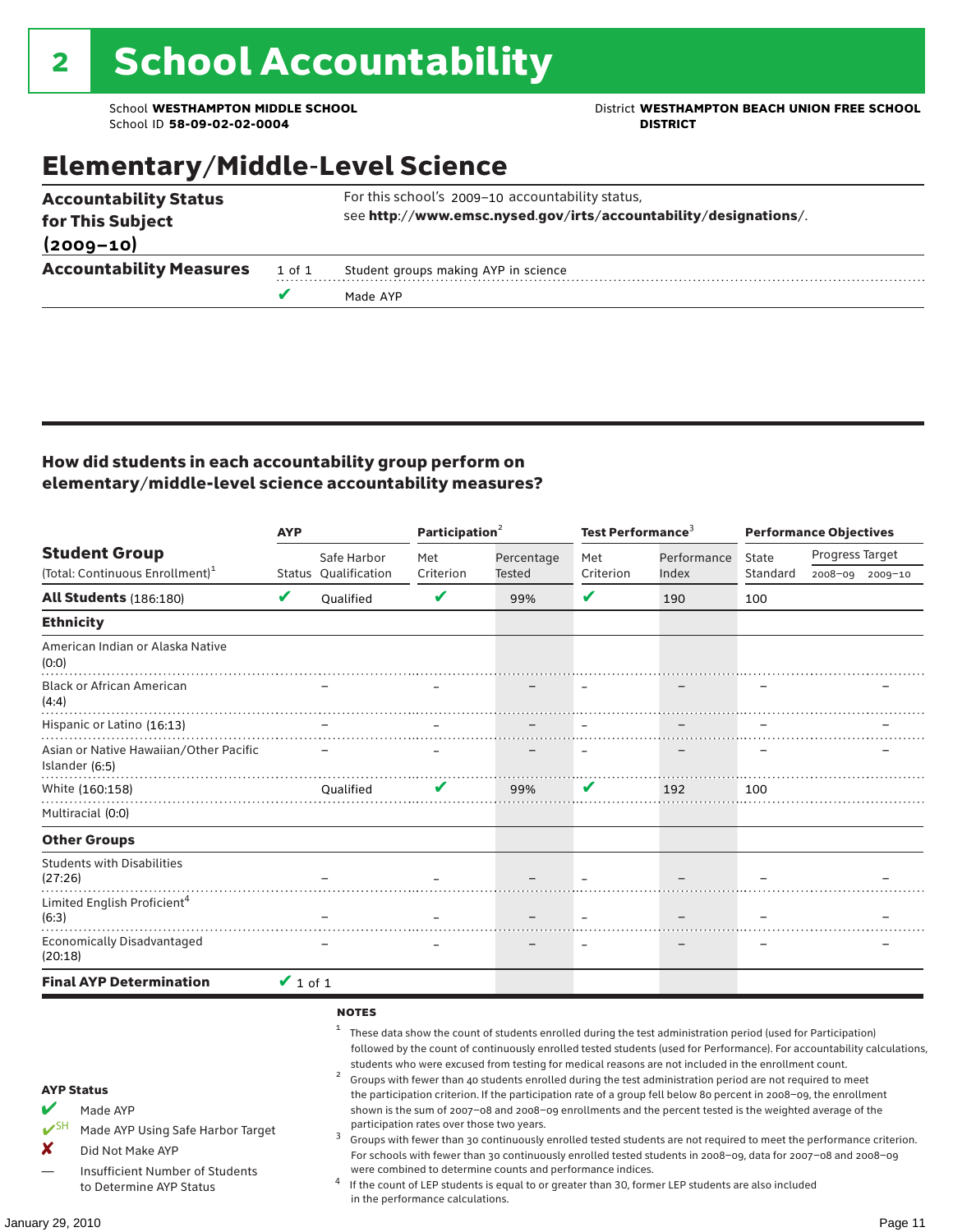# 2 School Accountability

School **WESTHAMPTON MIDDLE SCHOOL**
School ID **58-09-02-02-0004**

District **WESTHAMPTON BEACH UNION FREE SCHOOL DISTRICT**

## Elementary/Middle-Level Science

| | | |
|---|---|---|
| **Accountability Status for This Subject (2009–10)** | | For this school's 2009–10 accountability status, see **http://www.emsc.nysed.gov/irts/accountability/designations/**. |
| **Accountability Measures** | 1 of 1 | Student groups making AYP in science |
| | ✔ | Made AYP |

### How did students in each accountability group perform on elementary/middle-level science accountability measures?

| Student Group (Total: Continuous Enrollment)[1] | AYP Status | AYP Safe Harbor Qualification | Participation[2] Met Criterion | Participation[2] Percentage Tested | Test Performance[3] Met Criterion | Test Performance[3] Performance Index | Performance Objectives State Standard | Progress Target 2008–09 | Progress Target 2009–10 |
|---|---|---|---|---|---|---|---|---|---|
| **All Students** (186:180) | ✔ | Qualified | ✔ | 99% | ✔ | 190 | 100 | | |
| **Ethnicity** | | | | | | | | | |
| American Indian or Alaska Native (0:0) | | | | | | | | | |
| Black or African American (4:4) | | – | – | – | – | – | – | | – |
| Hispanic or Latino (16:13) | | – | – | – | – | – | – | | – |
| Asian or Native Hawaiian/Other Pacific Islander (6:5) | | – | – | – | – | – | – | | – |
| White (160:158) | | Qualified | ✔ | 99% | ✔ | 192 | 100 | | |
| Multiracial (0:0) | | | | | | | | | |
| **Other Groups** | | | | | | | | | |
| Students with Disabilities (27:26) | | – | – | – | – | – | – | | – |
| Limited English Proficient[4] (6:3) | | – | – | – | – | – | – | | – |
| Economically Disadvantaged (20:18) | | – | – | – | – | – | – | | – |
| **Final AYP Determination** | ✔ 1 of 1 | | | | | | | | |

**AYP Status**

- ✔ Made AYP
- ✔SH Made AYP Using Safe Harbor Target
- ✘ Did Not Make AYP
- — Insufficient Number of Students to Determine AYP Status

**NOTES**

1. These data show the count of students enrolled during the test administration period (used for Participation) followed by the count of continuously enrolled tested students (used for Performance). For accountability calculations, students who were excused from testing for medical reasons are not included in the enrollment count.
2. Groups with fewer than 40 students enrolled during the test administration period are not required to meet the participation criterion. If the participation rate of a group fell below 80 percent in 2008–09, the enrollment shown is the sum of 2007–08 and 2008–09 enrollments and the percent tested is the weighted average of the participation rates over those two years.
3. Groups with fewer than 30 continuously enrolled tested students are not required to meet the performance criterion. For schools with fewer than 30 continuously enrolled tested students in 2008–09, data for 2007–08 and 2008–09 were combined to determine counts and performance indices.
4. If the count of LEP students is equal to or greater than 30, former LEP students are also included in the performance calculations.

January 29, 2010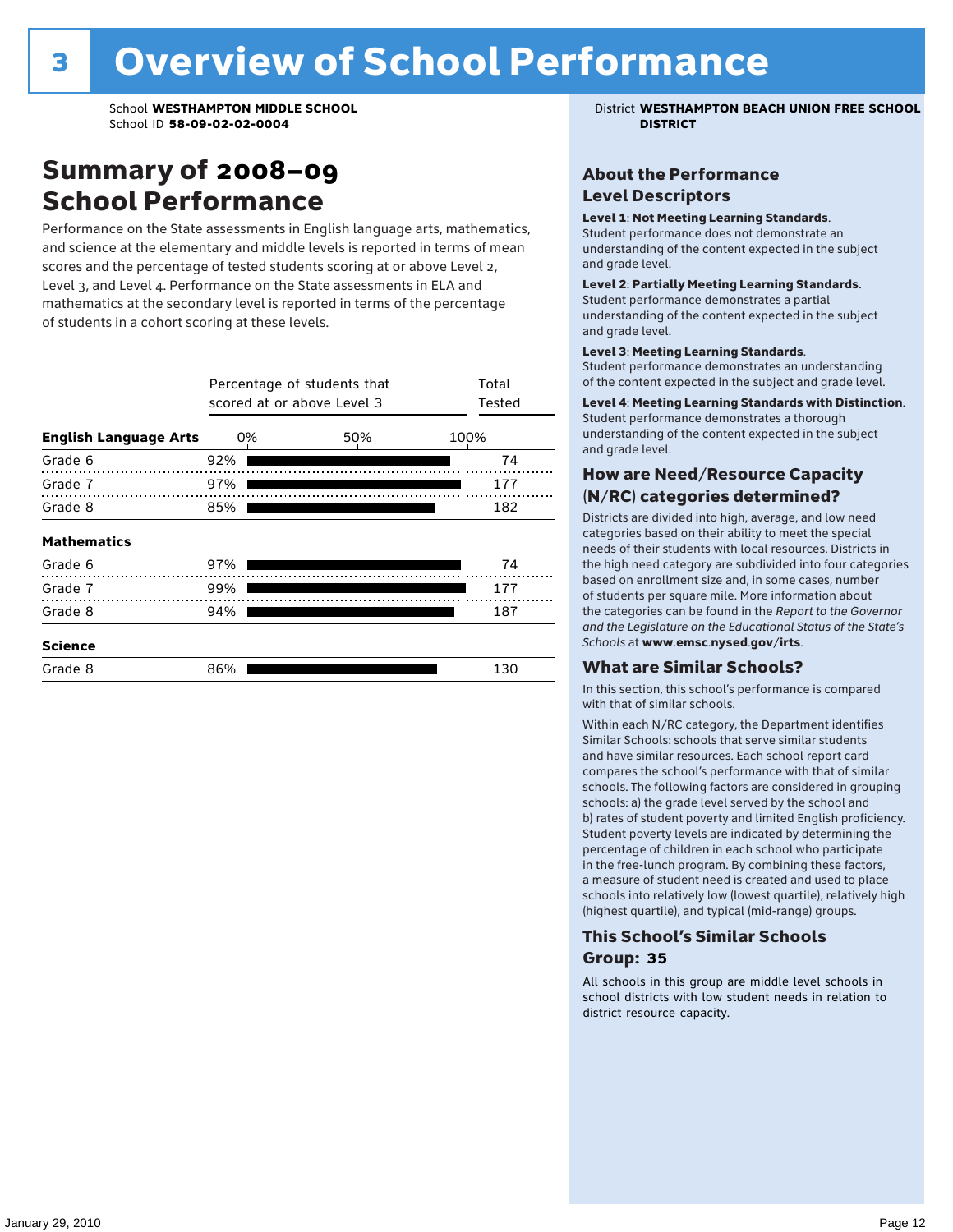# 3 Overview of School Performance

School **WESTHAMPTON MIDDLE SCHOOL**
School ID **58-09-02-02-0004**

District **WESTHAMPTON BEACH UNION FREE SCHOOL DISTRICT**

## Summary of 2008–09 School Performance

Performance on the State assessments in English language arts, mathematics, and science at the elementary and middle levels is reported in terms of mean scores and the percentage of tested students scoring at or above Level 2, Level 3, and Level 4. Performance on the State assessments in ELA and mathematics at the secondary level is reported in terms of the percentage of students in a cohort scoring at these levels.

| | Percentage of students that scored at or above Level 3 | Total Tested |
|---|---|---|
| **English Language Arts** | | |
| Grade 6 | 92% | 74 |
| Grade 7 | 97% | 177 |
| Grade 8 | 85% | 182 |
| **Mathematics** | | |
| Grade 6 | 97% | 74 |
| Grade 7 | 99% | 177 |
| Grade 8 | 94% | 187 |
| **Science** | | |
| Grade 8 | 86% | 130 |

### About the Performance Level Descriptors

**Level 1**: **Not Meeting Learning Standards**. Student performance does not demonstrate an understanding of the content expected in the subject and grade level.

**Level 2**: **Partially Meeting Learning Standards**. Student performance demonstrates a partial understanding of the content expected in the subject and grade level.

**Level 3**: **Meeting Learning Standards**. Student performance demonstrates an understanding of the content expected in the subject and grade level.

**Level 4**: **Meeting Learning Standards with Distinction**. Student performance demonstrates a thorough understanding of the content expected in the subject and grade level.

### How are Need/Resource Capacity (N/RC) categories determined?

Districts are divided into high, average, and low need categories based on their ability to meet the special needs of their students with local resources. Districts in the high need category are subdivided into four categories based on enrollment size and, in some cases, number of students per square mile. More information about the categories can be found in the *Report to the Governor and the Legislature on the Educational Status of the State's Schools* at **www.emsc.nysed.gov/irts**.

### What are Similar Schools?

In this section, this school's performance is compared with that of similar schools.

Within each N/RC category, the Department identifies Similar Schools: schools that serve similar students and have similar resources. Each school report card compares the school's performance with that of similar schools. The following factors are considered in grouping schools: a) the grade level served by the school and b) rates of student poverty and limited English proficiency. Student poverty levels are indicated by determining the percentage of children in each school who participate in the free-lunch program. By combining these factors, a measure of student need is created and used to place schools into relatively low (lowest quartile), relatively high (highest quartile), and typical (mid-range) groups.

### This School's Similar Schools Group: 35

All schools in this group are middle level schools in school districts with low student needs in relation to district resource capacity.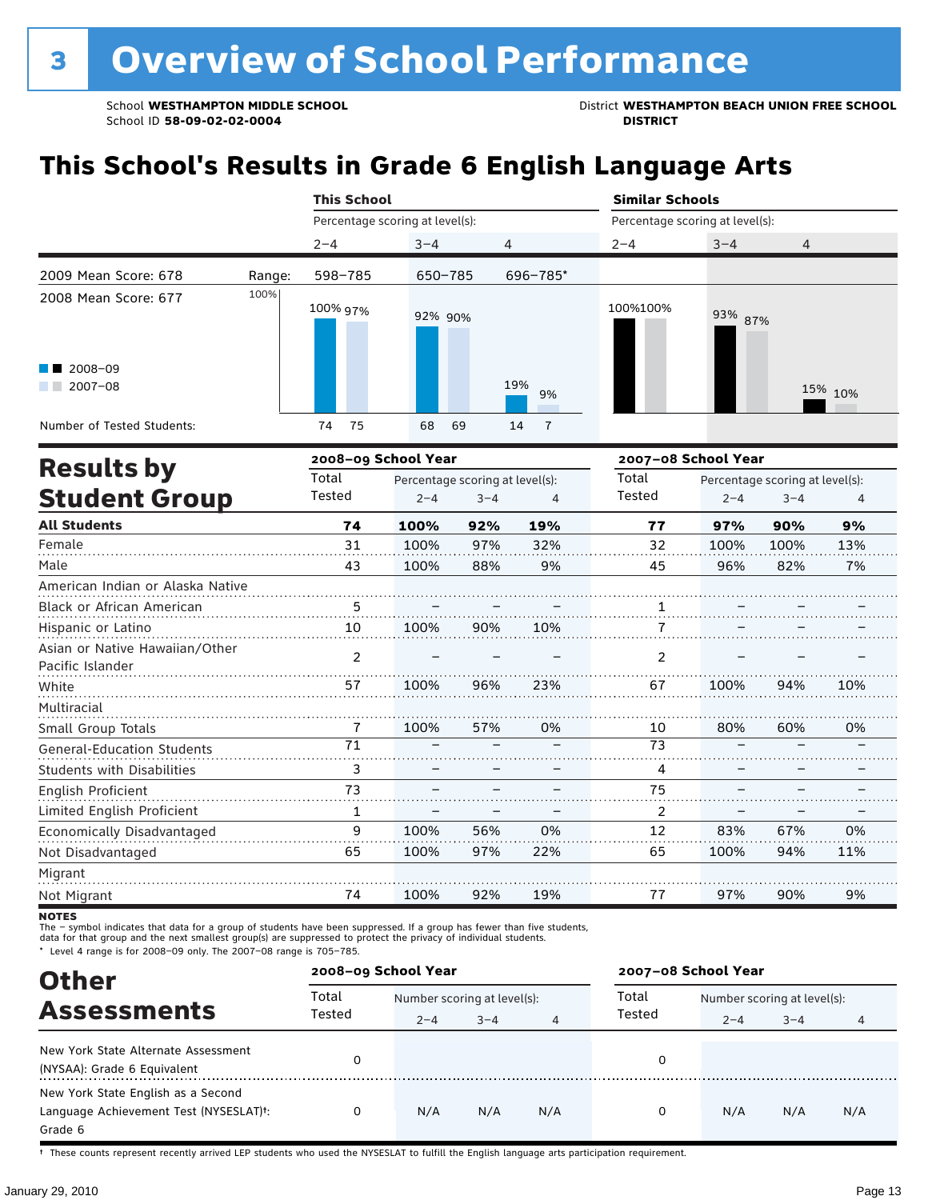# 3 Overview of School Performance

School **WESTHAMPTON MIDDLE SCHOOL**
School ID **58-09-02-02-0004**

District **WESTHAMPTON BEACH UNION FREE SCHOOL DISTRICT**

## This School's Results in Grade 6 English Language Arts

| | This School | | | Similar Schools | | |
|---|---|---|---|---|---|---|
| | Percentage scoring at level(s): | | | Percentage scoring at level(s): | | |
| | 2–4 | 3–4 | 4 | 2–4 | 3–4 | 4 |
| 2009 Mean Score: 678 — Range: | 598–785 | 650–785 | 696–785* | | | |
| 2008 Mean Score: 677 | | | | | | |
| 2008–09 | 100% | 92% | 19% | 100% | 93% | 15% |
| 2007–08 | 97% | 90% | 9% | 100% | 87% | 10% |
| Number of Tested Students: 2008–09 | 74 | 68 | 14 | | | |
| Number of Tested Students: 2007–08 | 75 | 69 | 7 | | | |

## Results by Student Group

| | 2008–09 School Year | | | | 2007–08 School Year | | | |
|---|---|---|---|---|---|---|---|---|
| | Total Tested | Percentage scoring at level(s): 2–4 | 3–4 | 4 | Total Tested | Percentage scoring at level(s): 2–4 | 3–4 | 4 |
| **All Students** | **74** | **100%** | **92%** | **19%** | **77** | **97%** | **90%** | **9%** |
| Female | 31 | 100% | 97% | 32% | 32 | 100% | 100% | 13% |
| Male | 43 | 100% | 88% | 9% | 45 | 96% | 82% | 7% |
| American Indian or Alaska Native | | | | | | | | |
| Black or African American | 5 | – | – | – | 1 | – | – | – |
| Hispanic or Latino | 10 | 100% | 90% | 10% | 7 | – | – | – |
| Asian or Native Hawaiian/Other Pacific Islander | 2 | – | – | – | 2 | – | – | – |
| White | 57 | 100% | 96% | 23% | 67 | 100% | 94% | 10% |
| Multiracial | | | | | | | | |
| Small Group Totals | 7 | 100% | 57% | 0% | 10 | 80% | 60% | 0% |
| General-Education Students | 71 | – | – | – | 73 | – | – | – |
| Students with Disabilities | 3 | – | – | – | 4 | – | – | – |
| English Proficient | 73 | – | – | – | 75 | – | – | – |
| Limited English Proficient | 1 | – | – | – | 2 | – | – | – |
| Economically Disadvantaged | 9 | 100% | 56% | 0% | 12 | 83% | 67% | 0% |
| Not Disadvantaged | 65 | 100% | 97% | 22% | 65 | 100% | 94% | 11% |
| Migrant | | | | | | | | |
| Not Migrant | 74 | 100% | 92% | 19% | 77 | 97% | 90% | 9% |

**NOTES**
The – symbol indicates that data for a group of students have been suppressed. If a group has fewer than five students, data for that group and the next smallest group(s) are suppressed to protect the privacy of individual students.
* Level 4 range is for 2008–09 only. The 2007–08 range is 705–785.

## Other Assessments

| | 2008–09 School Year | | | | 2007–08 School Year | | | |
|---|---|---|---|---|---|---|---|---|
| | Total Tested | Number scoring at level(s): 2–4 | 3–4 | 4 | Total Tested | Number scoring at level(s): 2–4 | 3–4 | 4 |
| New York State Alternate Assessment (NYSAA): Grade 6 Equivalent | 0 | | | | 0 | | | |
| New York State English as a Second Language Achievement Test (NYSESLAT)†: Grade 6 | 0 | N/A | N/A | N/A | 0 | N/A | N/A | N/A |

† These counts represent recently arrived LEP students who used the NYSESLAT to fulfill the English language arts participation requirement.

January 29, 2010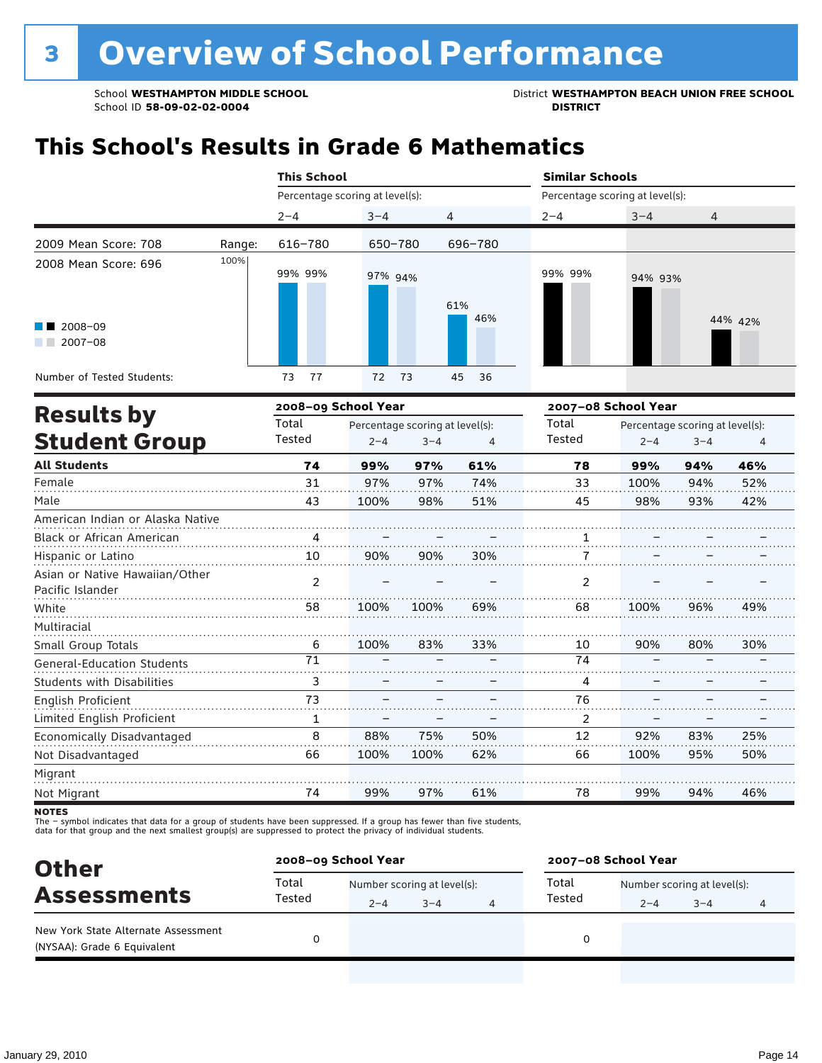# 3 Overview of School Performance

School **WESTHAMPTON MIDDLE SCHOOL**
School ID **58-09-02-02-0004**

District **WESTHAMPTON BEACH UNION FREE SCHOOL DISTRICT**

## This School's Results in Grade 6 Mathematics

| | | This School | | | Similar Schools | | |
|---|---|---|---|---|---|---|---|
| | | Percentage scoring at level(s): | | | Percentage scoring at level(s): | | |
| | | 2–4 | 3–4 | 4 | 2–4 | 3–4 | 4 |
| 2009 Mean Score: 708 | Range: | 616–780 | 650–780 | 696–780 | | | |
| 2008 Mean Score: 696 | | | | | | | |
| 2008–09 | | 99% | 97% | 61% | 99% | 94% | 44% |
| 2007–08 | | 99% | 94% | 46% | 99% | 93% | 42% |
| Number of Tested Students: 2008–09 | | 73 | 72 | 45 | | | |
| Number of Tested Students: 2007–08 | | 77 | 73 | 36 | | | |

## Results by Student Group

| | 2008–09 School Year | | | | 2007–08 School Year | | | |
|---|---|---|---|---|---|---|---|---|
| | Total Tested | Percentage scoring at level(s): 2–4 | 3–4 | 4 | Total Tested | Percentage scoring at level(s): 2–4 | 3–4 | 4 |
| **All Students** | **74** | **99%** | **97%** | **61%** | **78** | **99%** | **94%** | **46%** |
| Female | 31 | 97% | 97% | 74% | 33 | 100% | 94% | 52% |
| Male | 43 | 100% | 98% | 51% | 45 | 98% | 93% | 42% |
| American Indian or Alaska Native | | | | | | | | |
| Black or African American | 4 | – | – | – | 1 | – | – | – |
| Hispanic or Latino | 10 | 90% | 90% | 30% | 7 | – | – | – |
| Asian or Native Hawaiian/Other Pacific Islander | 2 | – | – | – | 2 | – | – | – |
| White | 58 | 100% | 100% | 69% | 68 | 100% | 96% | 49% |
| Multiracial | | | | | | | | |
| Small Group Totals | 6 | 100% | 83% | 33% | 10 | 90% | 80% | 30% |
| General-Education Students | 71 | – | – | – | 74 | – | – | – |
| Students with Disabilities | 3 | – | – | – | 4 | – | – | – |
| English Proficient | 73 | – | – | – | 76 | – | – | – |
| Limited English Proficient | 1 | – | – | – | 2 | – | – | – |
| Economically Disadvantaged | 8 | 88% | 75% | 50% | 12 | 92% | 83% | 25% |
| Not Disadvantaged | 66 | 100% | 100% | 62% | 66 | 100% | 95% | 50% |
| Migrant | | | | | | | | |
| Not Migrant | 74 | 99% | 97% | 61% | 78 | 99% | 94% | 46% |

**NOTES**
The – symbol indicates that data for a group of students have been suppressed. If a group has fewer than five students, data for that group and the next smallest group(s) are suppressed to protect the privacy of individual students.

## Other Assessments

| | 2008–09 School Year | | | | 2007–08 School Year | | | |
|---|---|---|---|---|---|---|---|---|
| | Total Tested | Number scoring at level(s): 2–4 | 3–4 | 4 | Total Tested | Number scoring at level(s): 2–4 | 3–4 | 4 |
| New York State Alternate Assessment (NYSAA): Grade 6 Equivalent | 0 | | | | 0 | | | |

January 29, 2010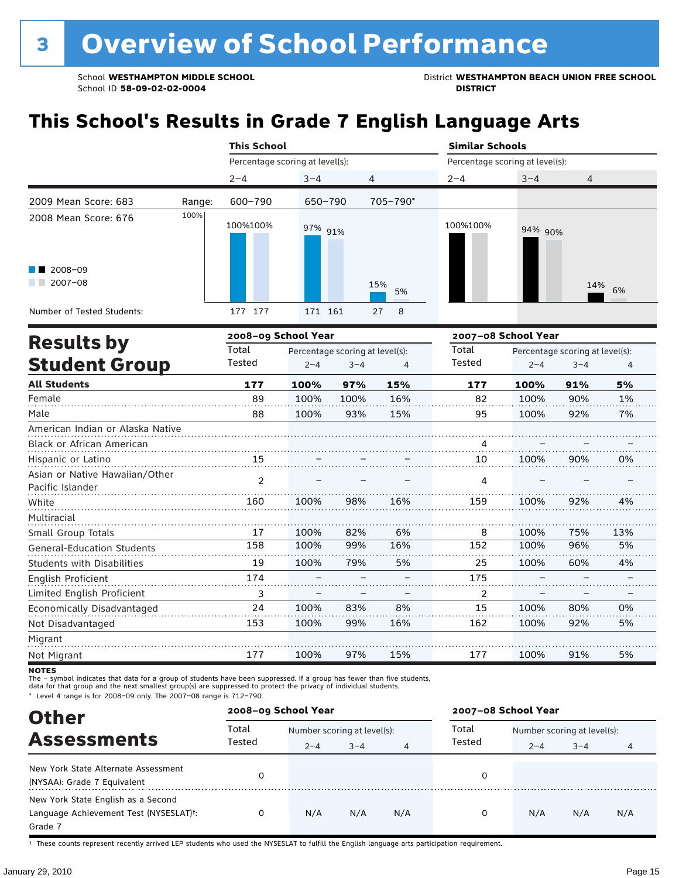# 3 Overview of School Performance

School **WESTHAMPTON MIDDLE SCHOOL**
School ID **58-09-02-02-0004**

District **WESTHAMPTON BEACH UNION FREE SCHOOL DISTRICT**

## This School's Results in Grade 7 English Language Arts

| | | This School | | | Similar Schools | | |
|---|---|---|---|---|---|---|---|
| | | Percentage scoring at level(s): | | | Percentage scoring at level(s): | | |
| | | 2–4 | 3–4 | 4 | 2–4 | 3–4 | 4 |
| 2009 Mean Score: 683 | Range: | 600–790 | 650–790 | 705–790* | | | |
| 2008 Mean Score: 676 | 2008–09 | 100% | 97% | 15% | 100% | 94% | 14% |
| | 2007–08 | 100% | 91% | 5% | 100% | 90% | 6% |
| Number of Tested Students: | 2008–09 | 177 | 171 | 27 | | | |
| | 2007–08 | 177 | 161 | 8 | | | |

## Results by Student Group

| | 2008–09 School Year | | | | 2007–08 School Year | | | |
|---|---|---|---|---|---|---|---|---|
| | Total Tested | Percentage scoring at level(s): 2–4 | 3–4 | 4 | Total Tested | Percentage scoring at level(s): 2–4 | 3–4 | 4 |
| **All Students** | **177** | **100%** | **97%** | **15%** | **177** | **100%** | **91%** | **5%** |
| Female | 89 | 100% | 100% | 16% | 82 | 100% | 90% | 1% |
| Male | 88 | 100% | 93% | 15% | 95 | 100% | 92% | 7% |
| American Indian or Alaska Native | | | | | | | | |
| Black or African American | | | | | 4 | – | – | – |
| Hispanic or Latino | 15 | – | – | – | 10 | 100% | 90% | 0% |
| Asian or Native Hawaiian/Other Pacific Islander | 2 | – | – | – | 4 | – | – | – |
| White | 160 | 100% | 98% | 16% | 159 | 100% | 92% | 4% |
| Multiracial | | | | | | | | |
| Small Group Totals | 17 | 100% | 82% | 6% | 8 | 100% | 75% | 13% |
| General-Education Students | 158 | 100% | 99% | 16% | 152 | 100% | 96% | 5% |
| Students with Disabilities | 19 | 100% | 79% | 5% | 25 | 100% | 60% | 4% |
| English Proficient | 174 | – | – | – | 175 | – | – | – |
| Limited English Proficient | 3 | – | – | – | 2 | – | – | – |
| Economically Disadvantaged | 24 | 100% | 83% | 8% | 15 | 100% | 80% | 0% |
| Not Disadvantaged | 153 | 100% | 99% | 16% | 162 | 100% | 92% | 5% |
| Migrant | | | | | | | | |
| Not Migrant | 177 | 100% | 97% | 15% | 177 | 100% | 91% | 5% |

**NOTES**
The – symbol indicates that data for a group of students have been suppressed. If a group has fewer than five students, data for that group and the next smallest group(s) are suppressed to protect the privacy of individual students.
* Level 4 range is for 2008–09 only. The 2007–08 range is 712–790.

## Other Assessments

| | 2008–09 School Year | | | | 2007–08 School Year | | | |
|---|---|---|---|---|---|---|---|---|
| | Total Tested | Number scoring at level(s): 2–4 | 3–4 | 4 | Total Tested | Number scoring at level(s): 2–4 | 3–4 | 4 |
| New York State Alternate Assessment (NYSAA): Grade 7 Equivalent | 0 | | | | 0 | | | |
| New York State English as a Second Language Achievement Test (NYSESLAT)†: Grade 7 | 0 | N/A | N/A | N/A | 0 | N/A | N/A | N/A |

† These counts represent recently arrived LEP students who used the NYSESLAT to fulfill the English language arts participation requirement.

January 29, 2010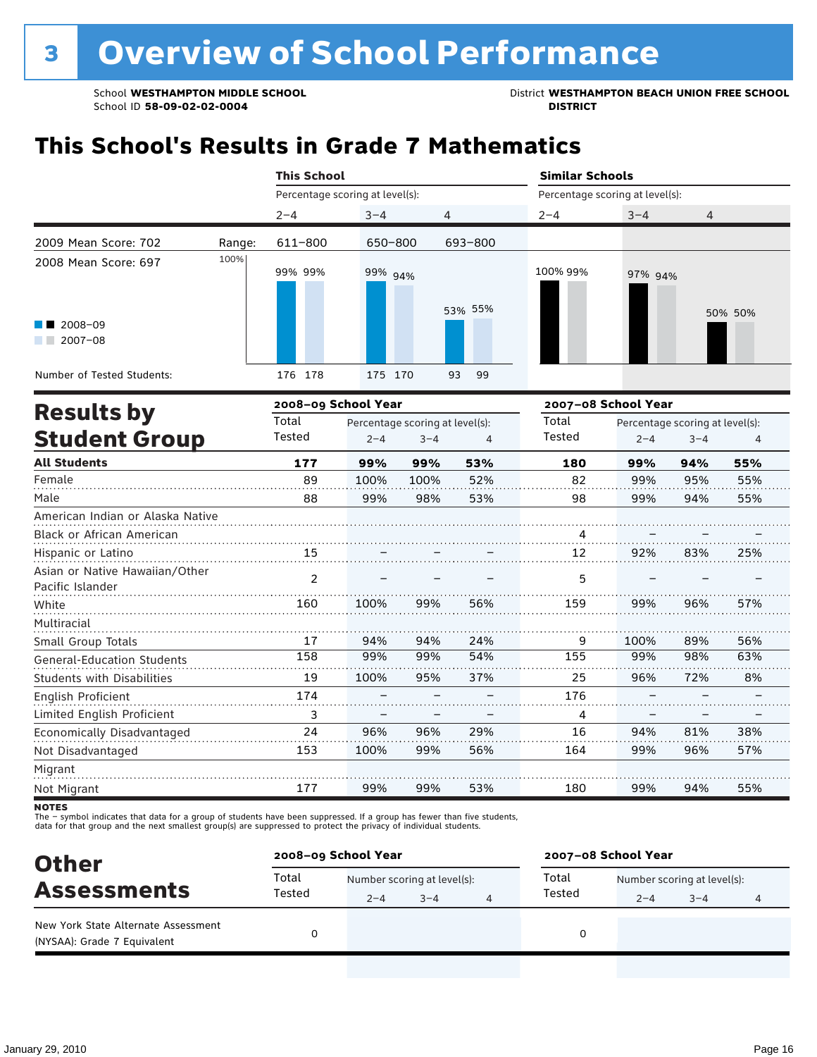# 3 Overview of School Performance

School **WESTHAMPTON MIDDLE SCHOOL**
School ID **58-09-02-02-0004**

District **WESTHAMPTON BEACH UNION FREE SCHOOL DISTRICT**

## This School's Results in Grade 7 Mathematics

| | This School | | | Similar Schools | | |
|---|---|---|---|---|---|---|
| | Percentage scoring at level(s): | | | Percentage scoring at level(s): | | |
| | 2–4 | 3–4 | 4 | 2–4 | 3–4 | 4 |
| Range: | 611–800 | 650–800 | 693–800 | | | |
| 2008–09 | 99% | 99% | 53% | 100% | 97% | 50% |
| 2007–08 | 99% | 94% | 55% | 99% | 94% | 50% |
| Number of Tested Students: 2008–09 | 176 | 175 | 93 | | | |
| Number of Tested Students: 2007–08 | 178 | 170 | 99 | | | |

2009 Mean Score: 702
2008 Mean Score: 697

## Results by Student Group

| | 2008–09 School Year | | | | 2007–08 School Year | | | |
|---|---|---|---|---|---|---|---|---|
| | Total Tested | Percentage scoring at level(s): 2–4 | 3–4 | 4 | Total Tested | Percentage scoring at level(s): 2–4 | 3–4 | 4 |
| **All Students** | **177** | **99%** | **99%** | **53%** | **180** | **99%** | **94%** | **55%** |
| Female | 89 | 100% | 100% | 52% | 82 | 99% | 95% | 55% |
| Male | 88 | 99% | 98% | 53% | 98 | 99% | 94% | 55% |
| American Indian or Alaska Native | | | | | | | | |
| Black or African American | | | | | 4 | – | – | – |
| Hispanic or Latino | 15 | – | – | – | 12 | 92% | 83% | 25% |
| Asian or Native Hawaiian/Other Pacific Islander | 2 | – | – | – | 5 | – | – | – |
| White | 160 | 100% | 99% | 56% | 159 | 99% | 96% | 57% |
| Multiracial | | | | | | | | |
| Small Group Totals | 17 | 94% | 94% | 24% | 9 | 100% | 89% | 56% |
| General-Education Students | 158 | 99% | 99% | 54% | 155 | 99% | 98% | 63% |
| Students with Disabilities | 19 | 100% | 95% | 37% | 25 | 96% | 72% | 8% |
| English Proficient | 174 | – | – | – | 176 | – | – | – |
| Limited English Proficient | 3 | – | – | – | 4 | – | – | – |
| Economically Disadvantaged | 24 | 96% | 96% | 29% | 16 | 94% | 81% | 38% |
| Not Disadvantaged | 153 | 100% | 99% | 56% | 164 | 99% | 96% | 57% |
| Migrant | | | | | | | | |
| Not Migrant | 177 | 99% | 99% | 53% | 180 | 99% | 94% | 55% |

**NOTES**
The – symbol indicates that data for a group of students have been suppressed. If a group has fewer than five students, data for that group and the next smallest group(s) are suppressed to protect the privacy of individual students.

## Other Assessments

| | 2008–09 School Year | | | | 2007–08 School Year | | | |
|---|---|---|---|---|---|---|---|---|
| | Total Tested | Number scoring at level(s): 2–4 | 3–4 | 4 | Total Tested | Number scoring at level(s): 2–4 | 3–4 | 4 |
| New York State Alternate Assessment (NYSAA): Grade 7 Equivalent | 0 | | | | 0 | | | |

January 29, 2010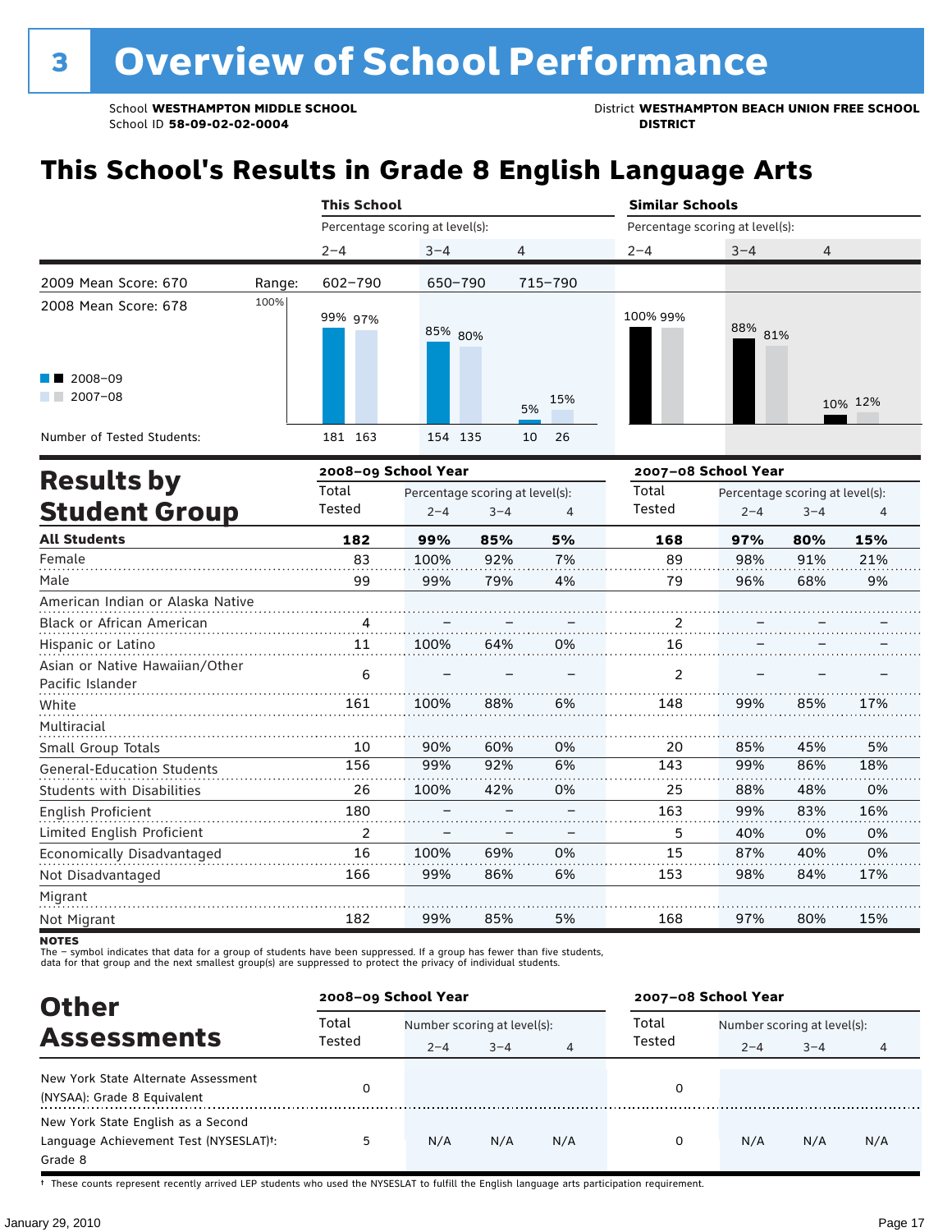# 3 Overview of School Performance

School **WESTHAMPTON MIDDLE SCHOOL**
School ID **58-09-02-02-0004**

District **WESTHAMPTON BEACH UNION FREE SCHOOL DISTRICT**

## This School's Results in Grade 8 English Language Arts

| | | This School | | | Similar Schools | | |
|---|---|---|---|---|---|---|---|
| | | Percentage scoring at level(s): | | | Percentage scoring at level(s): | | |
| | | 2–4 | 3–4 | 4 | 2–4 | 3–4 | 4 |
| 2009 Mean Score: 670 | Range: | 602–790 | 650–790 | 715–790 | | | |
| 2008 Mean Score: 678 | | | | | | | |
| 2008–09 | | 99% | 85% | 5% | 100% | 88% | 10% |
| 2007–08 | | 97% | 80% | 15% | 99% | 81% | 12% |
| Number of Tested Students: | | 181 163 | 154 135 | 10 26 | | | |

## Results by Student Group

| | 2008–09 School Year | | | | 2007–08 School Year | | | |
|---|---|---|---|---|---|---|---|---|
| | Total Tested | Percentage scoring at level(s): 2–4 | 3–4 | 4 | Total Tested | Percentage scoring at level(s): 2–4 | 3–4 | 4 |
| **All Students** | **182** | **99%** | **85%** | **5%** | **168** | **97%** | **80%** | **15%** |
| Female | 83 | 100% | 92% | 7% | 89 | 98% | 91% | 21% |
| Male | 99 | 99% | 79% | 4% | 79 | 96% | 68% | 9% |
| American Indian or Alaska Native | | | | | | | | |
| Black or African American | 4 | – | – | – | 2 | – | – | – |
| Hispanic or Latino | 11 | 100% | 64% | 0% | 16 | – | – | – |
| Asian or Native Hawaiian/Other Pacific Islander | 6 | – | – | – | 2 | – | – | – |
| White | 161 | 100% | 88% | 6% | 148 | 99% | 85% | 17% |
| Multiracial | | | | | | | | |
| Small Group Totals | 10 | 90% | 60% | 0% | 20 | 85% | 45% | 5% |
| General-Education Students | 156 | 99% | 92% | 6% | 143 | 99% | 86% | 18% |
| Students with Disabilities | 26 | 100% | 42% | 0% | 25 | 88% | 48% | 0% |
| English Proficient | 180 | – | – | – | 163 | 99% | 83% | 16% |
| Limited English Proficient | 2 | – | – | – | 5 | 40% | 0% | 0% |
| Economically Disadvantaged | 16 | 100% | 69% | 0% | 15 | 87% | 40% | 0% |
| Not Disadvantaged | 166 | 99% | 86% | 6% | 153 | 98% | 84% | 17% |
| Migrant | | | | | | | | |
| Not Migrant | 182 | 99% | 85% | 5% | 168 | 97% | 80% | 15% |

**NOTES**
The – symbol indicates that data for a group of students have been suppressed. If a group has fewer than five students, data for that group and the next smallest group(s) are suppressed to protect the privacy of individual students.

## Other Assessments

| | 2008–09 School Year | | | | 2007–08 School Year | | | |
|---|---|---|---|---|---|---|---|---|
| | Total Tested | Number scoring at level(s): 2–4 | 3–4 | 4 | Total Tested | Number scoring at level(s): 2–4 | 3–4 | 4 |
| New York State Alternate Assessment (NYSAA): Grade 8 Equivalent | 0 | | | | 0 | | | |
| New York State English as a Second Language Achievement Test (NYSESLAT)†: Grade 8 | 5 | N/A | N/A | N/A | 0 | N/A | N/A | N/A |

† These counts represent recently arrived LEP students who used the NYSESLAT to fulfill the English language arts participation requirement.

January 29, 2010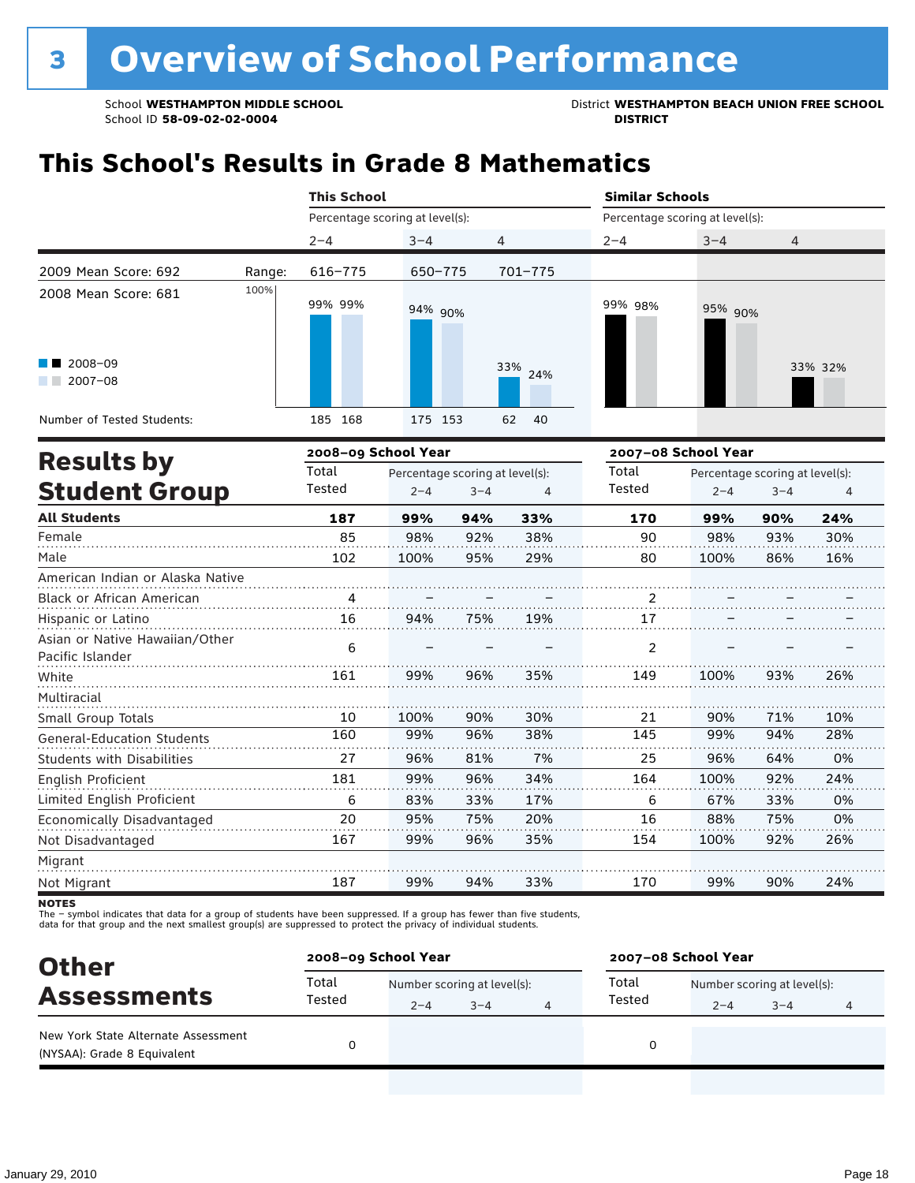# 3 Overview of School Performance

School **WESTHAMPTON MIDDLE SCHOOL**
School ID **58-09-02-02-0004**

District **WESTHAMPTON BEACH UNION FREE SCHOOL DISTRICT**

## This School's Results in Grade 8 Mathematics

| | | This School | | | Similar Schools | | |
|---|---|---|---|---|---|---|---|
| | | Percentage scoring at level(s): | | | Percentage scoring at level(s): | | |
| | | 2–4 | 3–4 | 4 | 2–4 | 3–4 | 4 |
| 2009 Mean Score: 692 | Range: | 616–775 | 650–775 | 701–775 | | | |
| 2008 Mean Score: 681 | | | | | | | |
| 2008–09 | | 99% | 94% | 33% | 99% | 95% | 33% |
| 2007–08 | | 99% | 90% | 24% | 98% | 90% | 32% |
| Number of Tested Students: 2008–09 | | 185 | 175 | 62 | | | |
| Number of Tested Students: 2007–08 | | 168 | 153 | 40 | | | |

## Results by Student Group

| | 2008–09 School Year | | | | 2007–08 School Year | | | |
|---|---|---|---|---|---|---|---|---|
| | Total Tested | Percentage scoring at level(s): 2–4 | 3–4 | 4 | Total Tested | Percentage scoring at level(s): 2–4 | 3–4 | 4 |
| **All Students** | **187** | **99%** | **94%** | **33%** | **170** | **99%** | **90%** | **24%** |
| Female | 85 | 98% | 92% | 38% | 90 | 98% | 93% | 30% |
| Male | 102 | 100% | 95% | 29% | 80 | 100% | 86% | 16% |
| American Indian or Alaska Native | | | | | | | | |
| Black or African American | 4 | – | – | – | 2 | – | – | – |
| Hispanic or Latino | 16 | 94% | 75% | 19% | 17 | – | – | – |
| Asian or Native Hawaiian/Other Pacific Islander | 6 | – | – | – | 2 | – | – | – |
| White | 161 | 99% | 96% | 35% | 149 | 100% | 93% | 26% |
| Multiracial | | | | | | | | |
| Small Group Totals | 10 | 100% | 90% | 30% | 21 | 90% | 71% | 10% |
| General-Education Students | 160 | 99% | 96% | 38% | 145 | 99% | 94% | 28% |
| Students with Disabilities | 27 | 96% | 81% | 7% | 25 | 96% | 64% | 0% |
| English Proficient | 181 | 99% | 96% | 34% | 164 | 100% | 92% | 24% |
| Limited English Proficient | 6 | 83% | 33% | 17% | 6 | 67% | 33% | 0% |
| Economically Disadvantaged | 20 | 95% | 75% | 20% | 16 | 88% | 75% | 0% |
| Not Disadvantaged | 167 | 99% | 96% | 35% | 154 | 100% | 92% | 26% |
| Migrant | | | | | | | | |
| Not Migrant | 187 | 99% | 94% | 33% | 170 | 99% | 90% | 24% |

**NOTES**
The – symbol indicates that data for a group of students have been suppressed. If a group has fewer than five students, data for that group and the next smallest group(s) are suppressed to protect the privacy of individual students.

## Other Assessments

| | 2008–09 School Year | | | | 2007–08 School Year | | | |
|---|---|---|---|---|---|---|---|---|
| | Total Tested | Number scoring at level(s): 2–4 | 3–4 | 4 | Total Tested | Number scoring at level(s): 2–4 | 3–4 | 4 |
| New York State Alternate Assessment (NYSAA): Grade 8 Equivalent | 0 | | | | 0 | | | |

January 29, 2010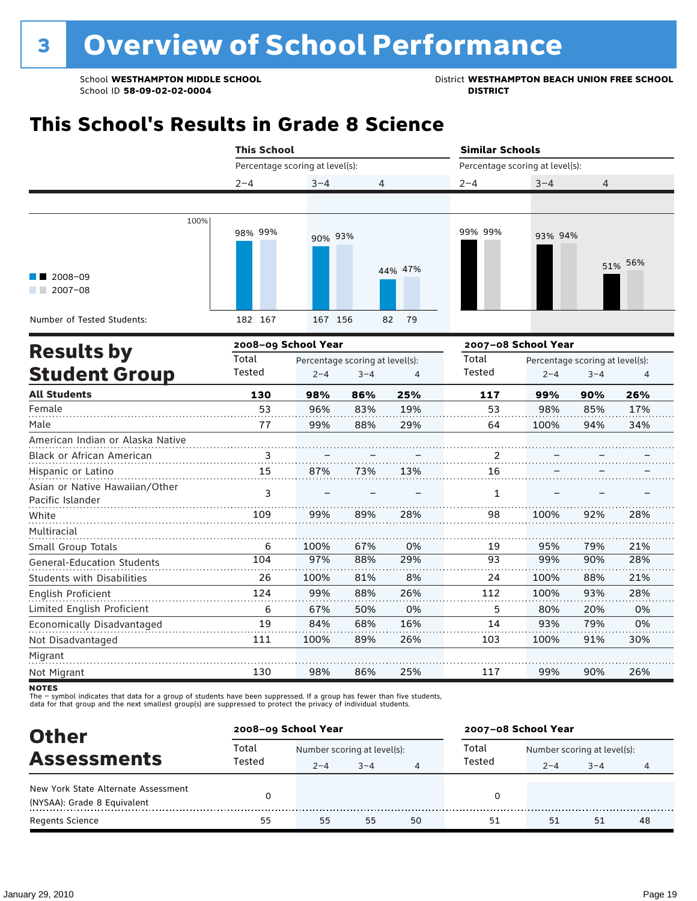# 3 Overview of School Performance

School **WESTHAMPTON MIDDLE SCHOOL**
School ID **58-09-02-02-0004**

District **WESTHAMPTON BEACH UNION FREE SCHOOL DISTRICT**

## This School's Results in Grade 8 Science

This School
Percentage scoring at level(s):
2–4 3–4 4

Similar Schools
Percentage scoring at level(s):
2–4 3–4 4

100%

2008–09
2007–08

This School: 98% 99% | 90% 93% | 44% 47%

Similar Schools: 99% 99% | 93% 94% | 51% 56%

Number of Tested Students: 182 167 | 167 156 | 82 79

## Results by Student Group

| | 2008–09 School Year | | | | 2007–08 School Year | | | |
|---|---|---|---|---|---|---|---|---|
| | Total Tested | Percentage scoring at level(s): 2–4 | 3–4 | 4 | Total Tested | Percentage scoring at level(s): 2–4 | 3–4 | 4 |
| **All Students** | **130** | **98%** | **86%** | **25%** | **117** | **99%** | **90%** | **26%** |
| Female | 53 | 96% | 83% | 19% | 53 | 98% | 85% | 17% |
| Male | 77 | 99% | 88% | 29% | 64 | 100% | 94% | 34% |
| American Indian or Alaska Native | | | | | | | | |
| Black or African American | 3 | – | – | – | 2 | – | – | – |
| Hispanic or Latino | 15 | 87% | 73% | 13% | 16 | – | – | – |
| Asian or Native Hawaiian/Other Pacific Islander | 3 | – | – | – | 1 | – | – | – |
| White | 109 | 99% | 89% | 28% | 98 | 100% | 92% | 28% |
| Multiracial | | | | | | | | |
| Small Group Totals | 6 | 100% | 67% | 0% | 19 | 95% | 79% | 21% |
| General-Education Students | 104 | 97% | 88% | 29% | 93 | 99% | 90% | 28% |
| Students with Disabilities | 26 | 100% | 81% | 8% | 24 | 100% | 88% | 21% |
| English Proficient | 124 | 99% | 88% | 26% | 112 | 100% | 93% | 28% |
| Limited English Proficient | 6 | 67% | 50% | 0% | 5 | 80% | 20% | 0% |
| Economically Disadvantaged | 19 | 84% | 68% | 16% | 14 | 93% | 79% | 0% |
| Not Disadvantaged | 111 | 100% | 89% | 26% | 103 | 100% | 91% | 30% |
| Migrant | | | | | | | | |
| Not Migrant | 130 | 98% | 86% | 25% | 117 | 99% | 90% | 26% |

**NOTES**
The – symbol indicates that data for a group of students have been suppressed. If a group has fewer than five students, data for that group and the next smallest group(s) are suppressed to protect the privacy of individual students.

## Other Assessments

| | 2008–09 School Year | | | | 2007–08 School Year | | | |
|---|---|---|---|---|---|---|---|---|
| | Total Tested | Number scoring at level(s): 2–4 | 3–4 | 4 | Total Tested | Number scoring at level(s): 2–4 | 3–4 | 4 |
| New York State Alternate Assessment (NYSAA): Grade 8 Equivalent | 0 | | | | 0 | | | |
| Regents Science | 55 | 55 | 55 | 50 | 51 | 51 | 51 | 48 |

January 29, 2010